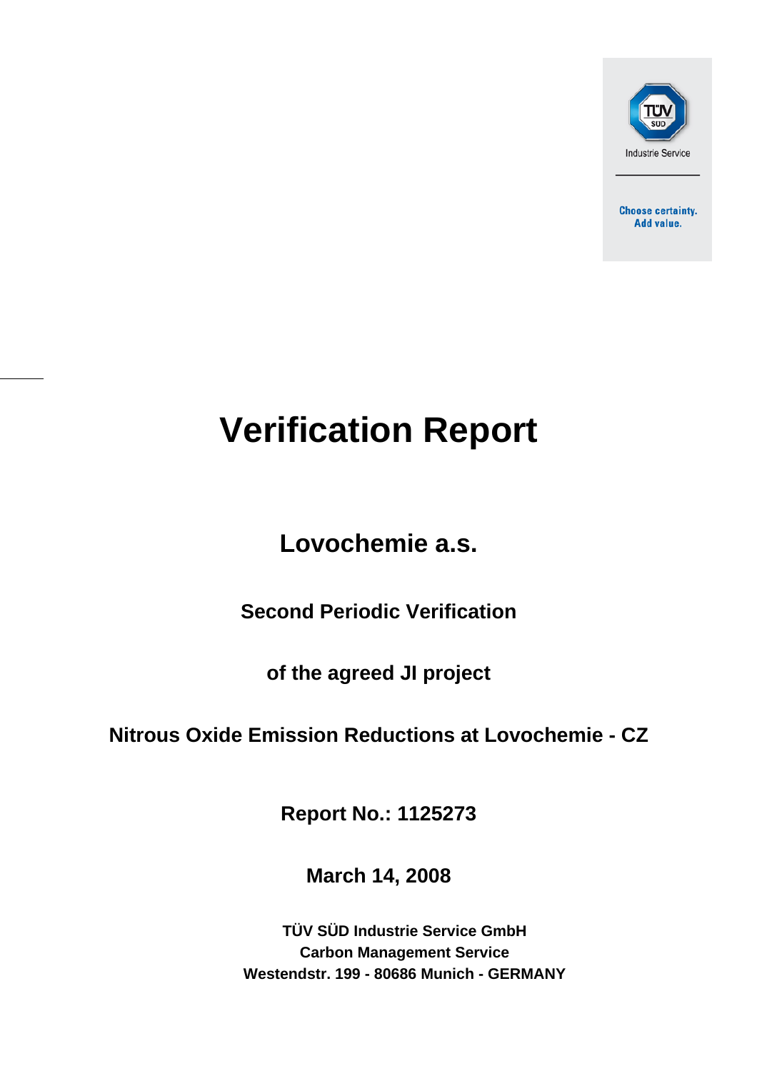TÜV SÜD

Industrie Service

Choose certainty.
Add value.

# Verification Report

## Lovochemie a.s.

### Second Periodic Verification

### of the agreed JI project

### Nitrous Oxide Emission Reductions at Lovochemie - CZ

### Report No.: 1125273

### March 14, 2008

**TÜV SÜD Industrie Service GmbH**
**Carbon Management Service**
**Westendstr. 199 - 80686 Munich - GERMANY**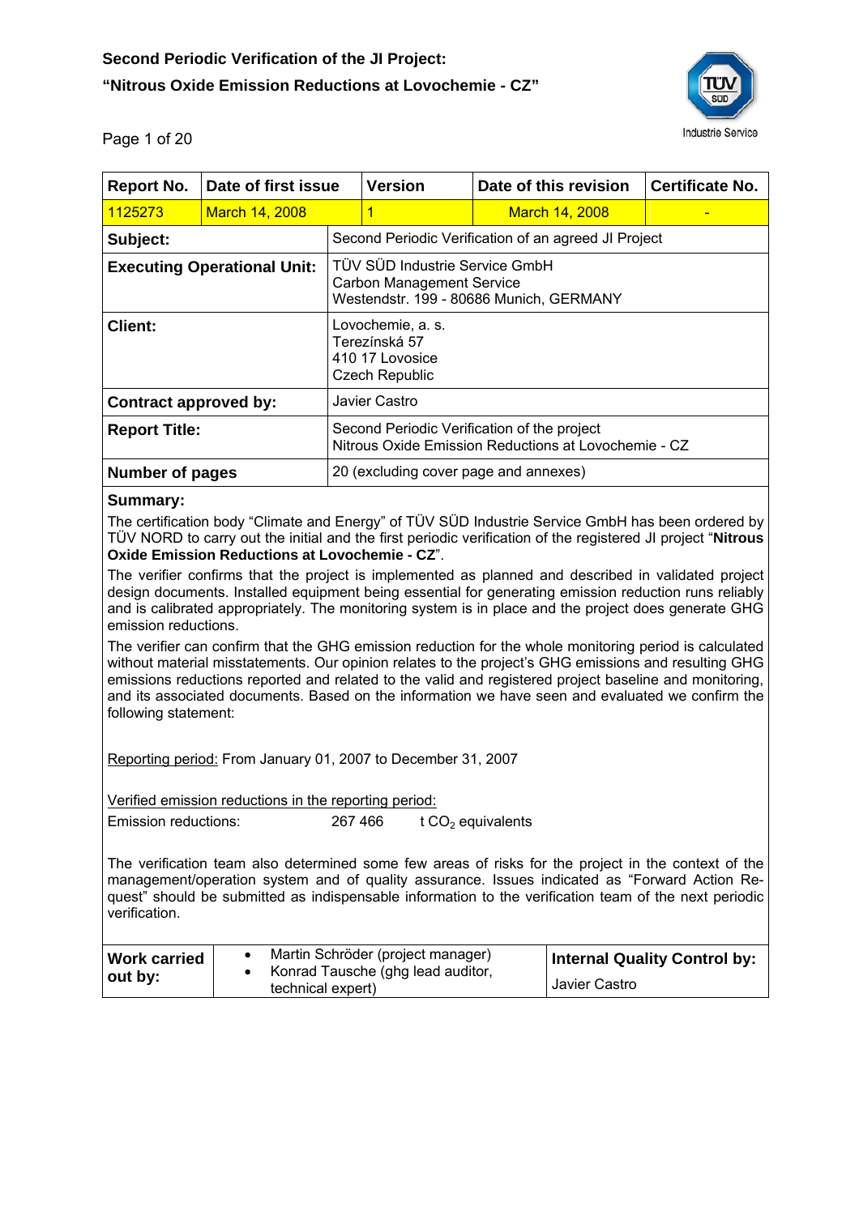| Report No. | Date of first issue | Version | Date of this revision | Certificate No. |
|---|---|---|---|---|
| 1125273 | March 14, 2008 | 1 | March 14, 2008 | - |

| | |
|---|---|
| **Subject:** | Second Periodic Verification of an agreed JI Project |
| **Executing Operational Unit:** | TÜV SÜD Industrie Service GmbH<br>Carbon Management Service<br>Westendstr. 199 - 80686 Munich, GERMANY |
| **Client:** | Lovochemie, a. s.<br>Terezínská 57<br>410 17 Lovosice<br>Czech Republic |
| **Contract approved by:** | Javier Castro |
| **Report Title:** | Second Periodic Verification of the project<br>Nitrous Oxide Emission Reductions at Lovochemie - CZ |
| **Number of pages** | 20 (excluding cover page and annexes) |

**Summary:**

The certification body "Climate and Energy" of TÜV SÜD Industrie Service GmbH has been ordered by TÜV NORD to carry out the initial and the first periodic verification of the registered JI project "**Nitrous Oxide Emission Reductions at Lovochemie - CZ**".

The verifier confirms that the project is implemented as planned and described in validated project design documents. Installed equipment being essential for generating emission reduction runs reliably and is calibrated appropriately. The monitoring system is in place and the project does generate GHG emission reductions.

The verifier can confirm that the GHG emission reduction for the whole monitoring period is calculated without material misstatements. Our opinion relates to the project's GHG emissions and resulting GHG emissions reductions reported and related to the valid and registered project baseline and monitoring, and its associated documents. Based on the information we have seen and evaluated we confirm the following statement:

Reporting period: From January 01, 2007 to December 31, 2007

Verified emission reductions in the reporting period:

Emission reductions: 267 466 t $CO_2$ equivalents

The verification team also determined some few areas of risks for the project in the context of the management/operation system and of quality assurance. Issues indicated as "Forward Action Request" should be submitted as indispensable information to the verification team of the next periodic verification.

| **Work carried out by:** | • Martin Schröder (project manager)<br>• Konrad Tausche (ghg lead auditor, technical expert) | **Internal Quality Control by:**<br>Javier Castro |
|---|---|---|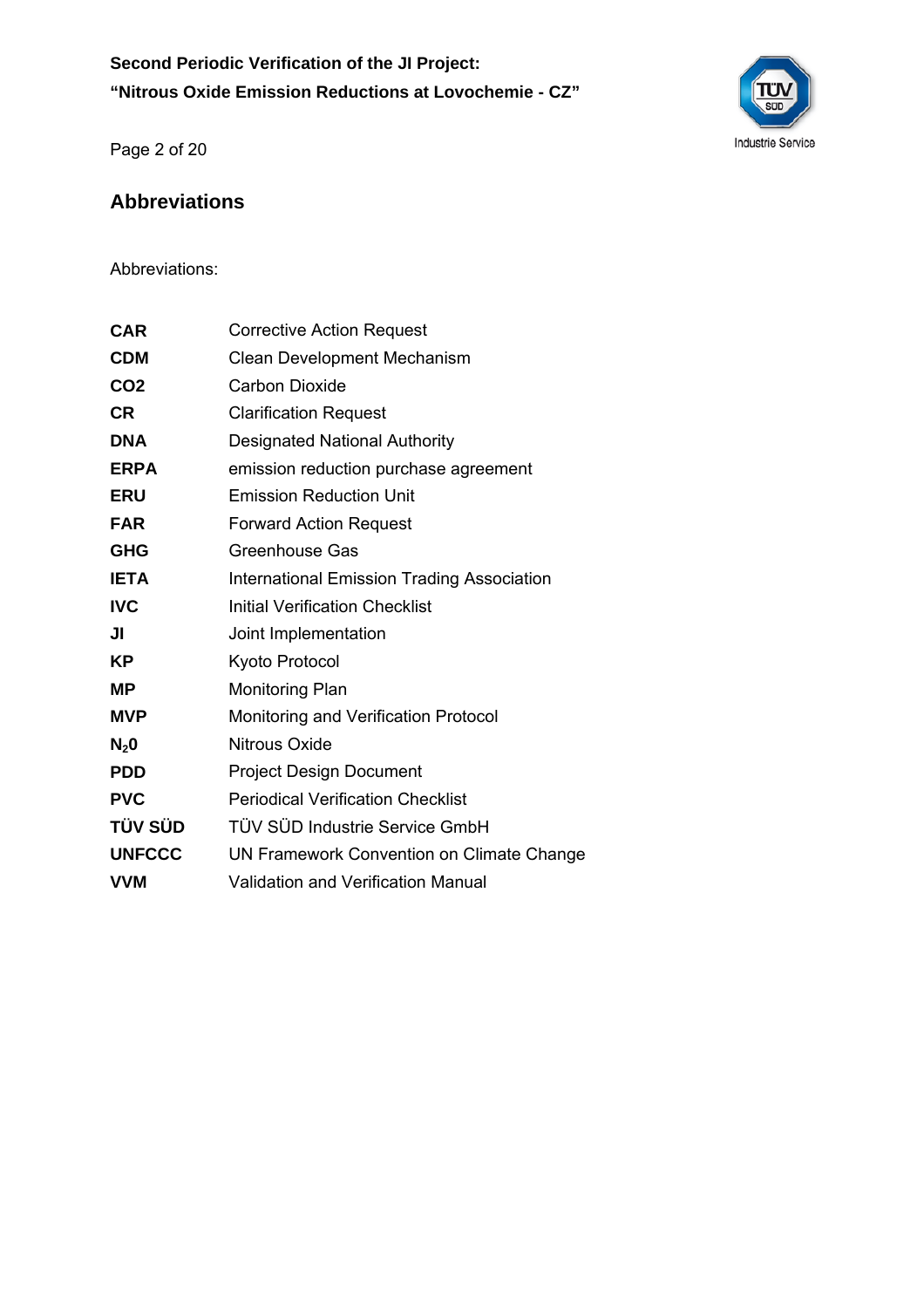## Abbreviations

Abbreviations:

| | |
|---|---|
| **CAR** | Corrective Action Request |
| **CDM** | Clean Development Mechanism |
| **CO2** | Carbon Dioxide |
| **CR** | Clarification Request |
| **DNA** | Designated National Authority |
| **ERPA** | emission reduction purchase agreement |
| **ERU** | Emission Reduction Unit |
| **FAR** | Forward Action Request |
| **GHG** | Greenhouse Gas |
| **IETA** | International Emission Trading Association |
| **IVC** | Initial Verification Checklist |
| **JI** | Joint Implementation |
| **KP** | Kyoto Protocol |
| **MP** | Monitoring Plan |
| **MVP** | Monitoring and Verification Protocol |
| **$N_20$** | Nitrous Oxide |
| **PDD** | Project Design Document |
| **PVC** | Periodical Verification Checklist |
| **TÜV SÜD** | TÜV SÜD Industrie Service GmbH |
| **UNFCCC** | UN Framework Convention on Climate Change |
| **VVM** | Validation and Verification Manual |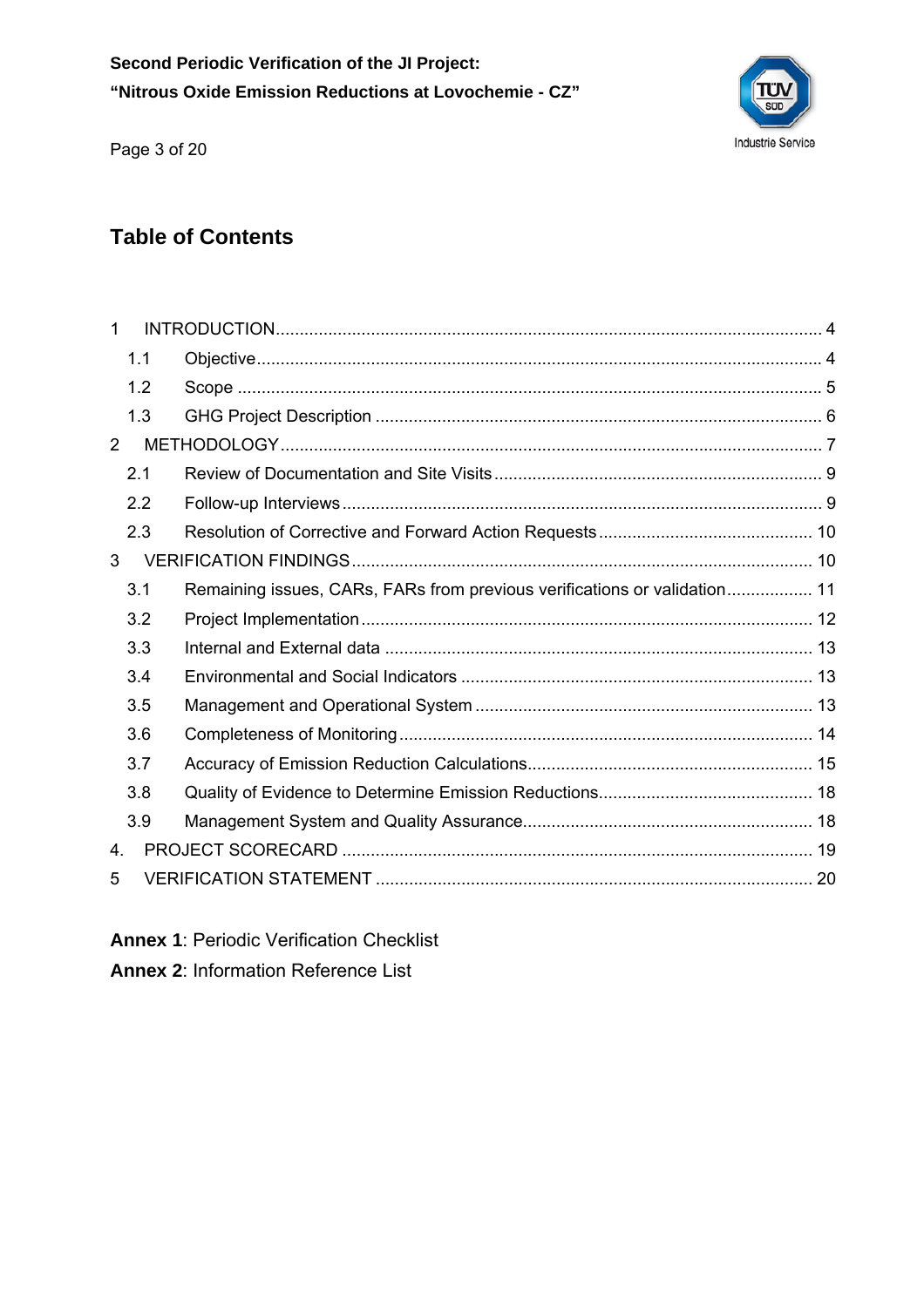## Table of Contents

| | | |
|---|---|---|
| 1 | INTRODUCTION | 4 |
| 1.1 | Objective | 4 |
| 1.2 | Scope | 5 |
| 1.3 | GHG Project Description | 6 |
| 2 | METHODOLOGY | 7 |
| 2.1 | Review of Documentation and Site Visits | 9 |
| 2.2 | Follow-up Interviews | 9 |
| 2.3 | Resolution of Corrective and Forward Action Requests | 10 |
| 3 | VERIFICATION FINDINGS | 10 |
| 3.1 | Remaining issues, CARs, FARs from previous verifications or validation | 11 |
| 3.2 | Project Implementation | 12 |
| 3.3 | Internal and External data | 13 |
| 3.4 | Environmental and Social Indicators | 13 |
| 3.5 | Management and Operational System | 13 |
| 3.6 | Completeness of Monitoring | 14 |
| 3.7 | Accuracy of Emission Reduction Calculations | 15 |
| 3.8 | Quality of Evidence to Determine Emission Reductions | 18 |
| 3.9 | Management System and Quality Assurance | 18 |
| 4. | PROJECT SCORECARD | 19 |
| 5 | VERIFICATION STATEMENT | 20 |

**Annex 1**: Periodic Verification Checklist

**Annex 2**: Information Reference List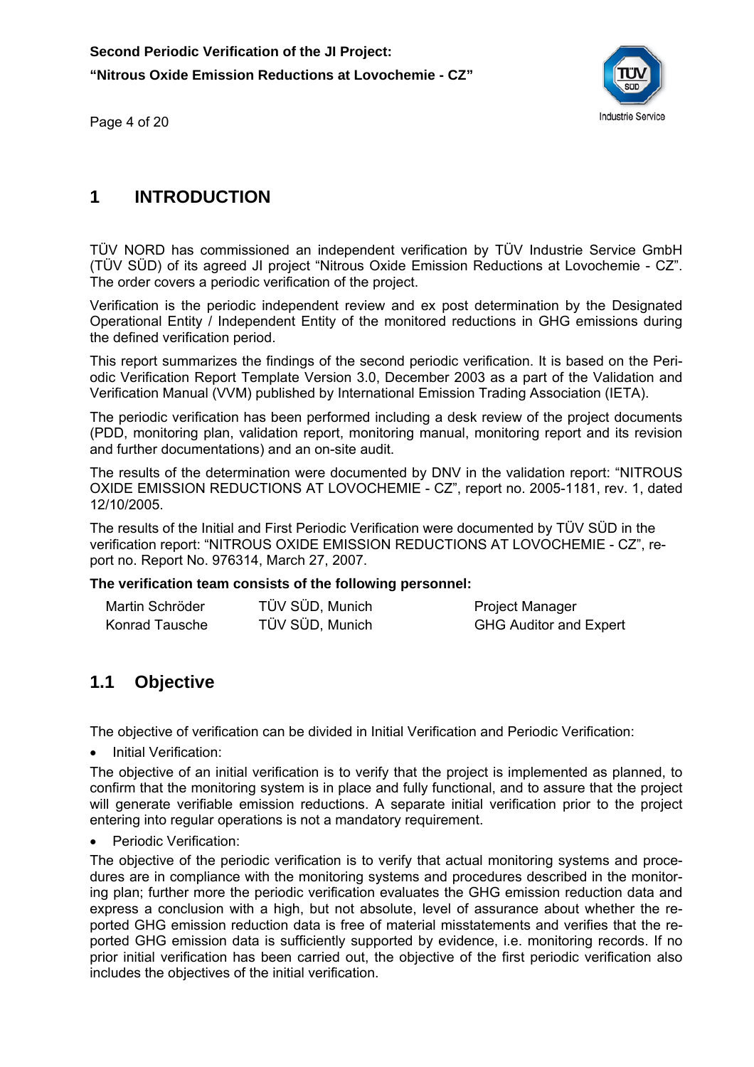# 1 INTRODUCTION

TÜV NORD has commissioned an independent verification by TÜV Industrie Service GmbH (TÜV SÜD) of its agreed JI project "Nitrous Oxide Emission Reductions at Lovochemie - CZ". The order covers a periodic verification of the project.

Verification is the periodic independent review and ex post determination by the Designated Operational Entity / Independent Entity of the monitored reductions in GHG emissions during the defined verification period.

This report summarizes the findings of the second periodic verification. It is based on the Periodic Verification Report Template Version 3.0, December 2003 as a part of the Validation and Verification Manual (VVM) published by International Emission Trading Association (IETA).

The periodic verification has been performed including a desk review of the project documents (PDD, monitoring plan, validation report, monitoring manual, monitoring report and its revision and further documentations) and an on-site audit.

The results of the determination were documented by DNV in the validation report: "NITROUS OXIDE EMISSION REDUCTIONS AT LOVOCHEMIE - CZ", report no. 2005-1181, rev. 1, dated 12/10/2005.

The results of the Initial and First Periodic Verification were documented by TÜV SÜD in the verification report: "NITROUS OXIDE EMISSION REDUCTIONS AT LOVOCHEMIE - CZ", report no. Report No. 976314, March 27, 2007.

**The verification team consists of the following personnel:**

| | | |
|---|---|---|
| Martin Schröder | TÜV SÜD, Munich | Project Manager |
| Konrad Tausche | TÜV SÜD, Munich | GHG Auditor and Expert |

## 1.1 Objective

The objective of verification can be divided in Initial Verification and Periodic Verification:

- Initial Verification:

The objective of an initial verification is to verify that the project is implemented as planned, to confirm that the monitoring system is in place and fully functional, and to assure that the project will generate verifiable emission reductions. A separate initial verification prior to the project entering into regular operations is not a mandatory requirement.

- Periodic Verification:

The objective of the periodic verification is to verify that actual monitoring systems and procedures are in compliance with the monitoring systems and procedures described in the monitoring plan; further more the periodic verification evaluates the GHG emission reduction data and express a conclusion with a high, but not absolute, level of assurance about whether the reported GHG emission reduction data is free of material misstatements and verifies that the reported GHG emission data is sufficiently supported by evidence, i.e. monitoring records. If no prior initial verification has been carried out, the objective of the first periodic verification also includes the objectives of the initial verification.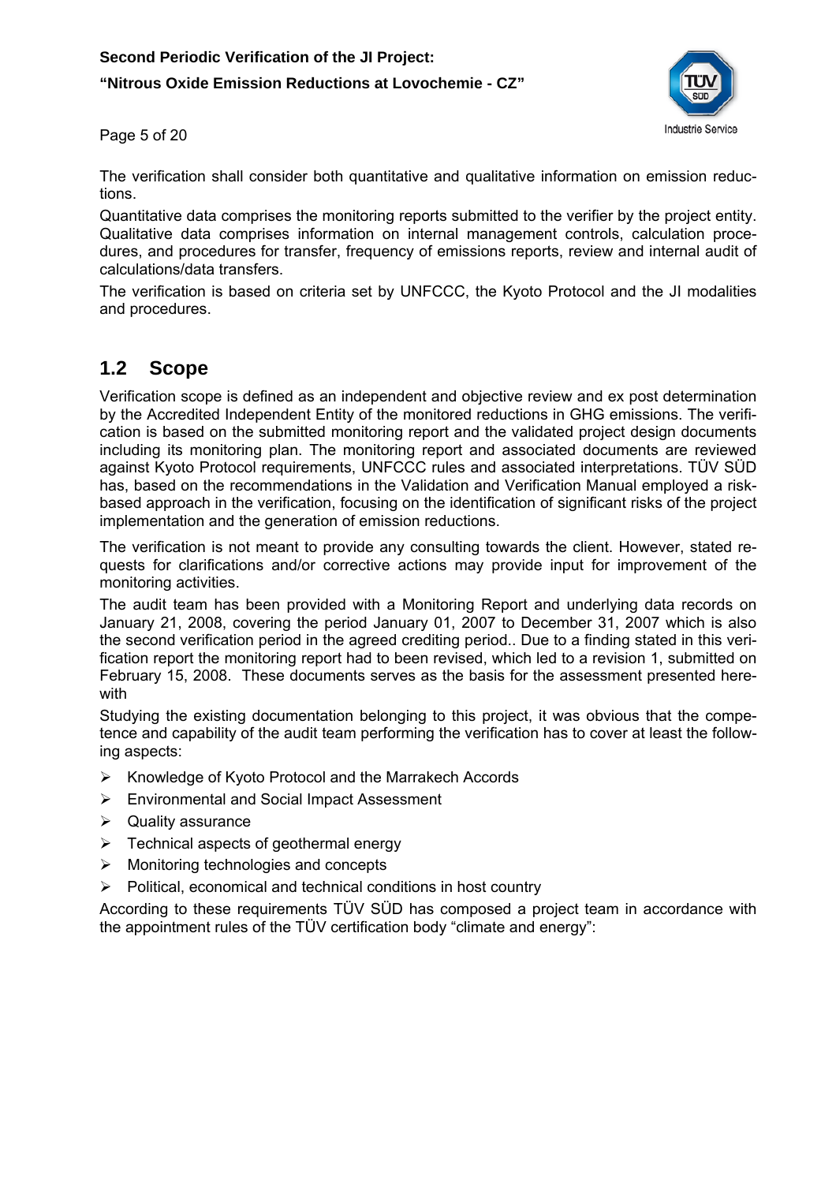The verification shall consider both quantitative and qualitative information on emission reductions.

Quantitative data comprises the monitoring reports submitted to the verifier by the project entity. Qualitative data comprises information on internal management controls, calculation procedures, and procedures for transfer, frequency of emissions reports, review and internal audit of calculations/data transfers.

The verification is based on criteria set by UNFCCC, the Kyoto Protocol and the JI modalities and procedures.

## 1.2 Scope

Verification scope is defined as an independent and objective review and ex post determination by the Accredited Independent Entity of the monitored reductions in GHG emissions. The verification is based on the submitted monitoring report and the validated project design documents including its monitoring plan. The monitoring report and associated documents are reviewed against Kyoto Protocol requirements, UNFCCC rules and associated interpretations. TÜV SÜD has, based on the recommendations in the Validation and Verification Manual employed a risk-based approach in the verification, focusing on the identification of significant risks of the project implementation and the generation of emission reductions.

The verification is not meant to provide any consulting towards the client. However, stated requests for clarifications and/or corrective actions may provide input for improvement of the monitoring activities.

The audit team has been provided with a Monitoring Report and underlying data records on January 21, 2008, covering the period January 01, 2007 to December 31, 2007 which is also the second verification period in the agreed crediting period.. Due to a finding stated in this verification report the monitoring report had to been revised, which led to a revision 1, submitted on February 15, 2008. These documents serves as the basis for the assessment presented herewith

Studying the existing documentation belonging to this project, it was obvious that the competence and capability of the audit team performing the verification has to cover at least the following aspects:

- Knowledge of Kyoto Protocol and the Marrakech Accords
- Environmental and Social Impact Assessment
- Quality assurance
- Technical aspects of geothermal energy
- Monitoring technologies and concepts
- Political, economical and technical conditions in host country

According to these requirements TÜV SÜD has composed a project team in accordance with the appointment rules of the TÜV certification body “climate and energy”: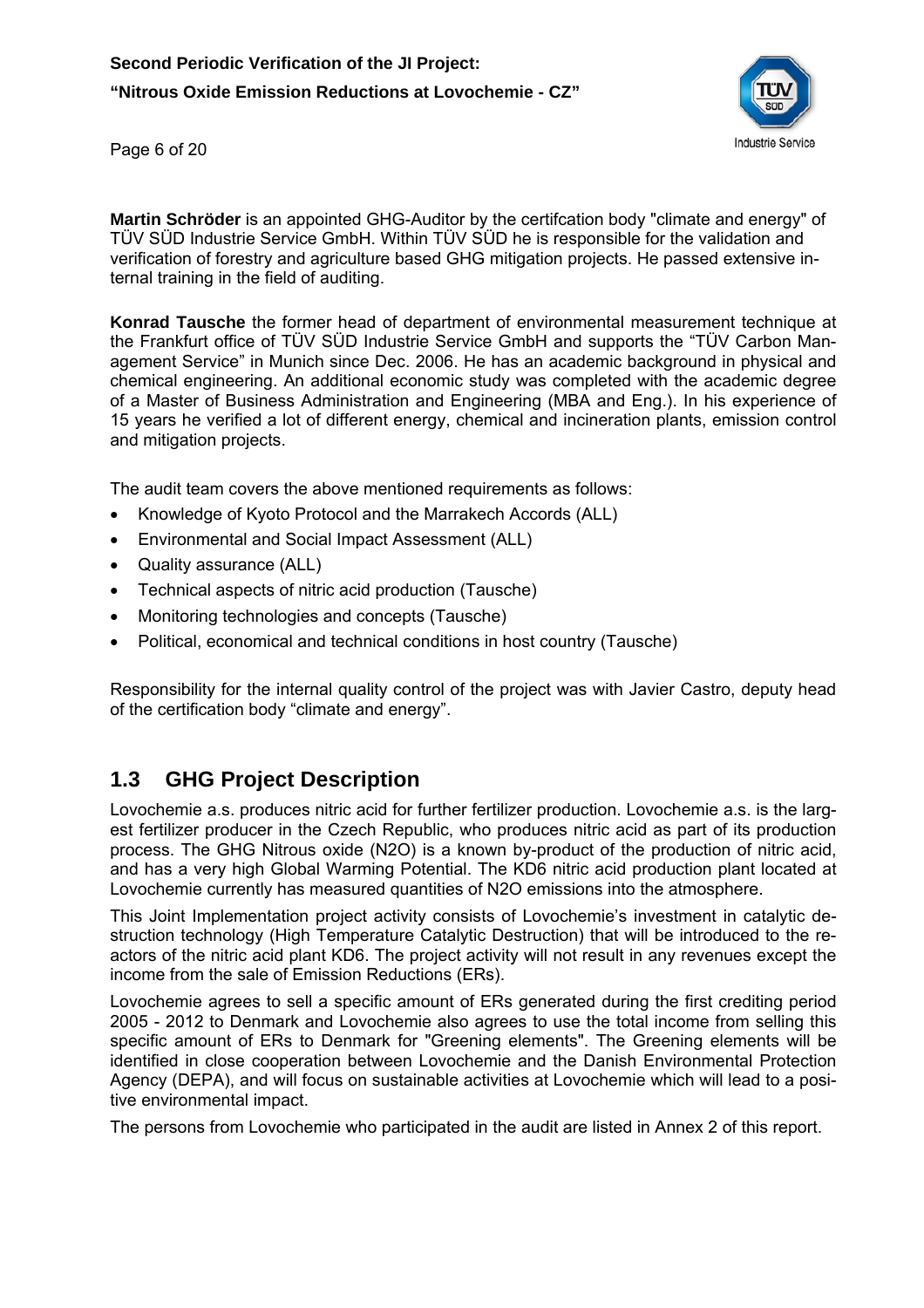**Martin Schröder** is an appointed GHG-Auditor by the certifcation body "climate and energy" of TÜV SÜD Industrie Service GmbH. Within TÜV SÜD he is responsible for the validation and verification of forestry and agriculture based GHG mitigation projects. He passed extensive internal training in the field of auditing.

**Konrad Tausche** the former head of department of environmental measurement technique at the Frankfurt office of TÜV SÜD Industrie Service GmbH and supports the "TÜV Carbon Management Service" in Munich since Dec. 2006. He has an academic background in physical and chemical engineering. An additional economic study was completed with the academic degree of a Master of Business Administration and Engineering (MBA and Eng.). In his experience of 15 years he verified a lot of different energy, chemical and incineration plants, emission control and mitigation projects.

The audit team covers the above mentioned requirements as follows:

- Knowledge of Kyoto Protocol and the Marrakech Accords (ALL)
- Environmental and Social Impact Assessment (ALL)
- Quality assurance (ALL)
- Technical aspects of nitric acid production (Tausche)
- Monitoring technologies and concepts (Tausche)
- Political, economical and technical conditions in host country (Tausche)

Responsibility for the internal quality control of the project was with Javier Castro, deputy head of the certification body "climate and energy".

## 1.3 GHG Project Description

Lovochemie a.s. produces nitric acid for further fertilizer production. Lovochemie a.s. is the largest fertilizer producer in the Czech Republic, who produces nitric acid as part of its production process. The GHG Nitrous oxide (N2O) is a known by-product of the production of nitric acid, and has a very high Global Warming Potential. The KD6 nitric acid production plant located at Lovochemie currently has measured quantities of N2O emissions into the atmosphere.

This Joint Implementation project activity consists of Lovochemie's investment in catalytic destruction technology (High Temperature Catalytic Destruction) that will be introduced to the reactors of the nitric acid plant KD6. The project activity will not result in any revenues except the income from the sale of Emission Reductions (ERs).

Lovochemie agrees to sell a specific amount of ERs generated during the first crediting period 2005 - 2012 to Denmark and Lovochemie also agrees to use the total income from selling this specific amount of ERs to Denmark for "Greening elements". The Greening elements will be identified in close cooperation between Lovochemie and the Danish Environmental Protection Agency (DEPA), and will focus on sustainable activities at Lovochemie which will lead to a positive environmental impact.

The persons from Lovochemie who participated in the audit are listed in Annex 2 of this report.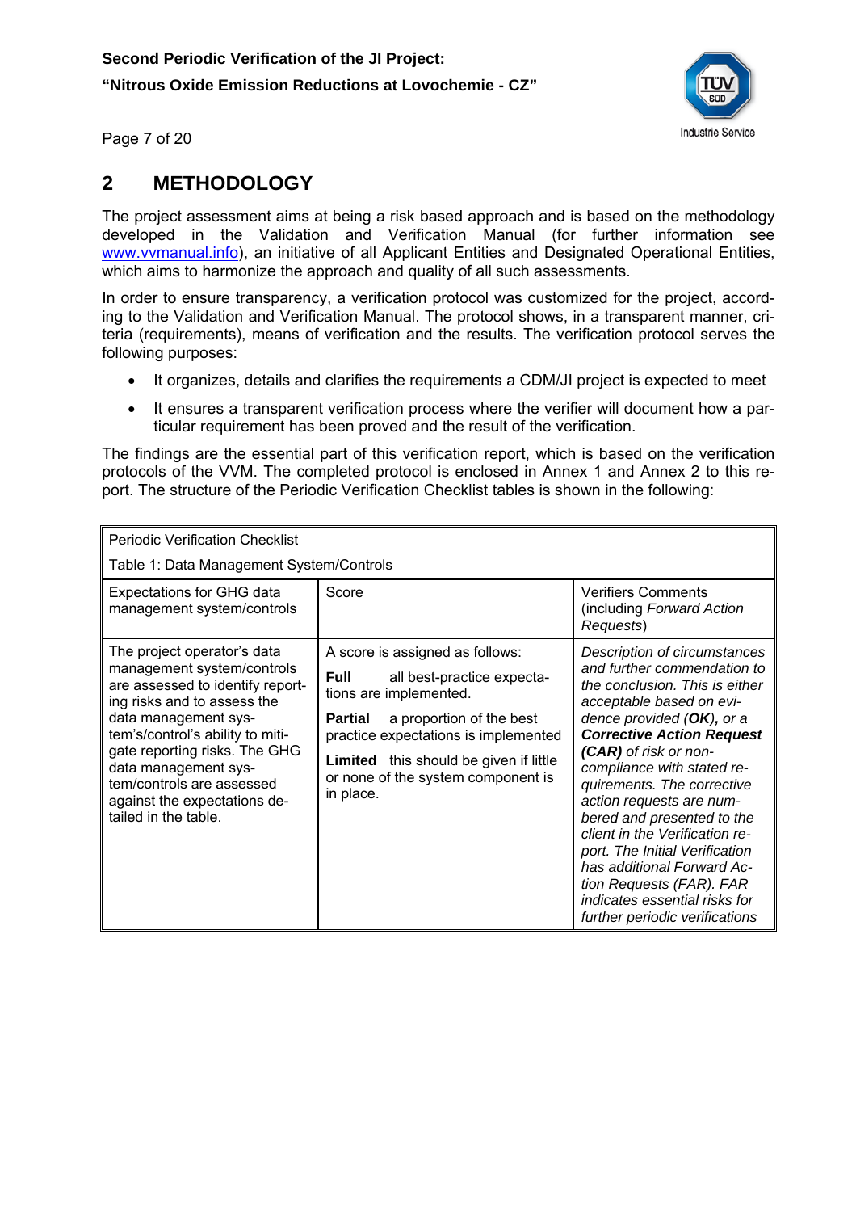## 2 METHODOLOGY

The project assessment aims at being a risk based approach and is based on the methodology developed in the Validation and Verification Manual (for further information see www.vvmanual.info), an initiative of all Applicant Entities and Designated Operational Entities, which aims to harmonize the approach and quality of all such assessments.

In order to ensure transparency, a verification protocol was customized for the project, according to the Validation and Verification Manual. The protocol shows, in a transparent manner, criteria (requirements), means of verification and the results. The verification protocol serves the following purposes:

- It organizes, details and clarifies the requirements a CDM/JI project is expected to meet
- It ensures a transparent verification process where the verifier will document how a particular requirement has been proved and the result of the verification.

The findings are the essential part of this verification report, which is based on the verification protocols of the VVM. The completed protocol is enclosed in Annex 1 and Annex 2 to this report. The structure of the Periodic Verification Checklist tables is shown in the following:

| Periodic Verification Checklist<br>Table 1: Data Management System/Controls | | |
|---|---|---|
| Expectations for GHG data management system/controls | Score | Verifiers Comments (including *Forward Action Requests*) |
| The project operator's data management system/controls are assessed to identify reporting risks and to assess the data management system's/control's ability to mitigate reporting risks. The GHG data management system/controls are assessed against the expectations detailed in the table. | A score is assigned as follows:<br>**Full** all best-practice expectations are implemented.<br>**Partial** a proportion of the best practice expectations is implemented<br>**Limited** this should be given if little or none of the system component is in place. | *Description of circumstances and further commendation to the conclusion. This is either acceptable based on evidence provided (**OK**), or a **Corrective Action Request (CAR)** of risk or non-compliance with stated requirements. The corrective action requests are numbered and presented to the client in the Verification report. The Initial Verification has additional Forward Action Requests (FAR). FAR indicates essential risks for further periodic verifications* |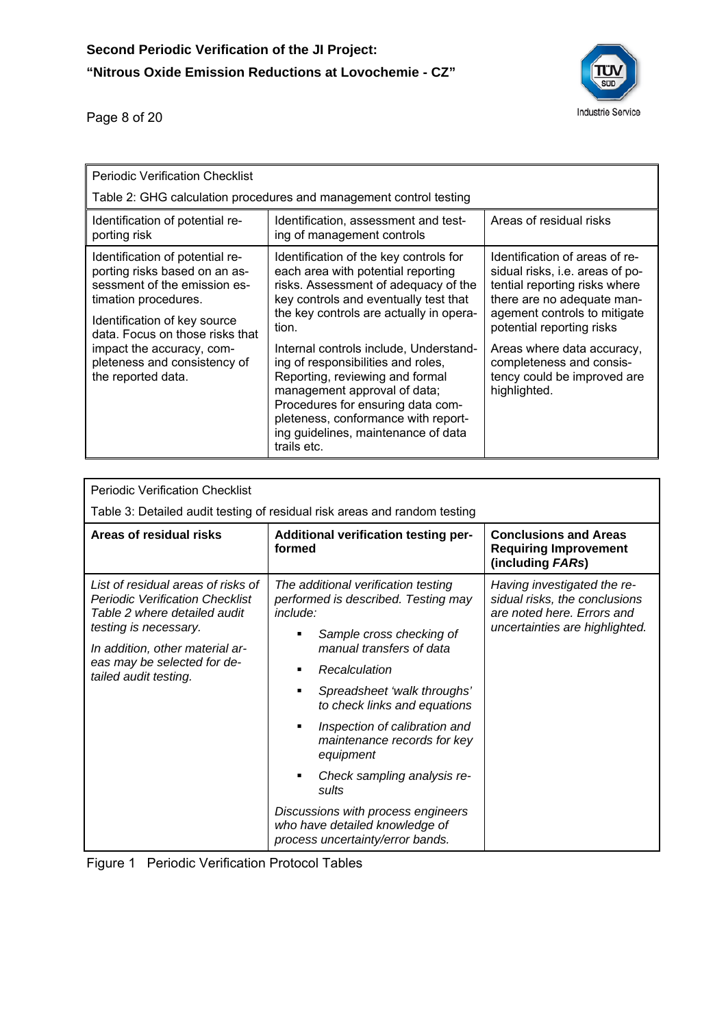| Periodic Verification Checklist<br>Table 2: GHG calculation procedures and management control testing | | |
|---|---|---|
| Identification of potential reporting risk | Identification, assessment and testing of management controls | Areas of residual risks |
| Identification of potential reporting risks based on an assessment of the emission estimation procedures.<br><br>Identification of key source data. Focus on those risks that impact the accuracy, completeness and consistency of the reported data. | Identification of the key controls for each area with potential reporting risks. Assessment of adequacy of the key controls and eventually test that the key controls are actually in operation.<br><br>Internal controls include, Understanding of responsibilities and roles, Reporting, reviewing and formal management approval of data; Procedures for ensuring data completeness, conformance with reporting guidelines, maintenance of data trails etc. | Identification of areas of residual risks, i.e. areas of potential reporting risks where there are no adequate management controls to mitigate potential reporting risks<br><br>Areas where data accuracy, completeness and consistency could be improved are highlighted. |

| Periodic Verification Checklist<br>Table 3: Detailed audit testing of residual risk areas and random testing | | |
|---|---|---|
| **Areas of residual risks** | **Additional verification testing performed** | **Conclusions and Areas Requiring Improvement (including *FARs*)** |
| *List of residual areas of risks of Periodic Verification Checklist Table 2 where detailed audit testing is necessary.*<br><br>*In addition, other material areas may be selected for detailed audit testing.* | *The additional verification testing performed is described. Testing may include:*<br>▪ *Sample cross checking of manual transfers of data*<br>▪ *Recalculation*<br>▪ *Spreadsheet 'walk throughs' to check links and equations*<br>▪ *Inspection of calibration and maintenance records for key equipment*<br>▪ *Check sampling analysis results*<br><br>*Discussions with process engineers who have detailed knowledge of process uncertainty/error bands.* | *Having investigated the residual risks, the conclusions are noted here. Errors and uncertainties are highlighted.* |

Figure 1 Periodic Verification Protocol Tables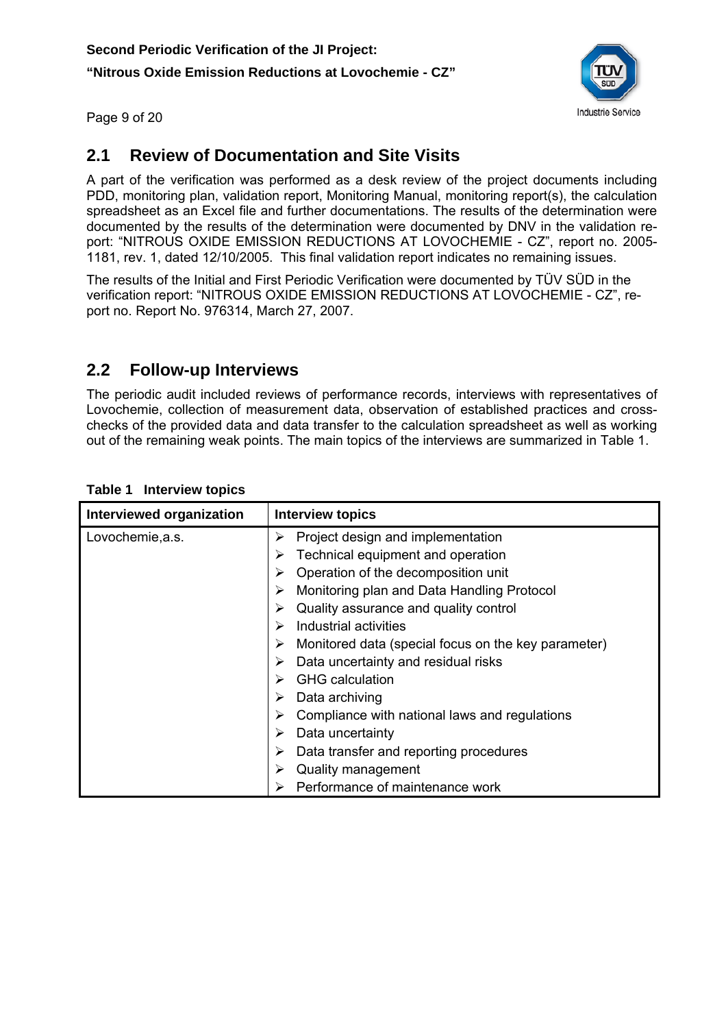## 2.1 Review of Documentation and Site Visits

A part of the verification was performed as a desk review of the project documents including PDD, monitoring plan, validation report, Monitoring Manual, monitoring report(s), the calculation spreadsheet as an Excel file and further documentations. The results of the determination were documented by the results of the determination were documented by DNV in the validation report: "NITROUS OXIDE EMISSION REDUCTIONS AT LOVOCHEMIE - CZ", report no. 2005-1181, rev. 1, dated 12/10/2005. This final validation report indicates no remaining issues.

The results of the Initial and First Periodic Verification were documented by TÜV SÜD in the verification report: "NITROUS OXIDE EMISSION REDUCTIONS AT LOVOCHEMIE - CZ", report no. Report No. 976314, March 27, 2007.

## 2.2 Follow-up Interviews

The periodic audit included reviews of performance records, interviews with representatives of Lovochemie, collection of measurement data, observation of established practices and cross-checks of the provided data and data transfer to the calculation spreadsheet as well as working out of the remaining weak points. The main topics of the interviews are summarized in Table 1.

**Table 1 Interview topics**

| Interviewed organization | Interview topics |
|---|---|
| Lovochemie,a.s. | ➢ Project design and implementation<br>➢ Technical equipment and operation<br>➢ Operation of the decomposition unit<br>➢ Monitoring plan and Data Handling Protocol<br>➢ Quality assurance and quality control<br>➢ Industrial activities<br>➢ Monitored data (special focus on the key parameter)<br>➢ Data uncertainty and residual risks<br>➢ GHG calculation<br>➢ Data archiving<br>➢ Compliance with national laws and regulations<br>➢ Data uncertainty<br>➢ Data transfer and reporting procedures<br>➢ Quality management<br>➢ Performance of maintenance work |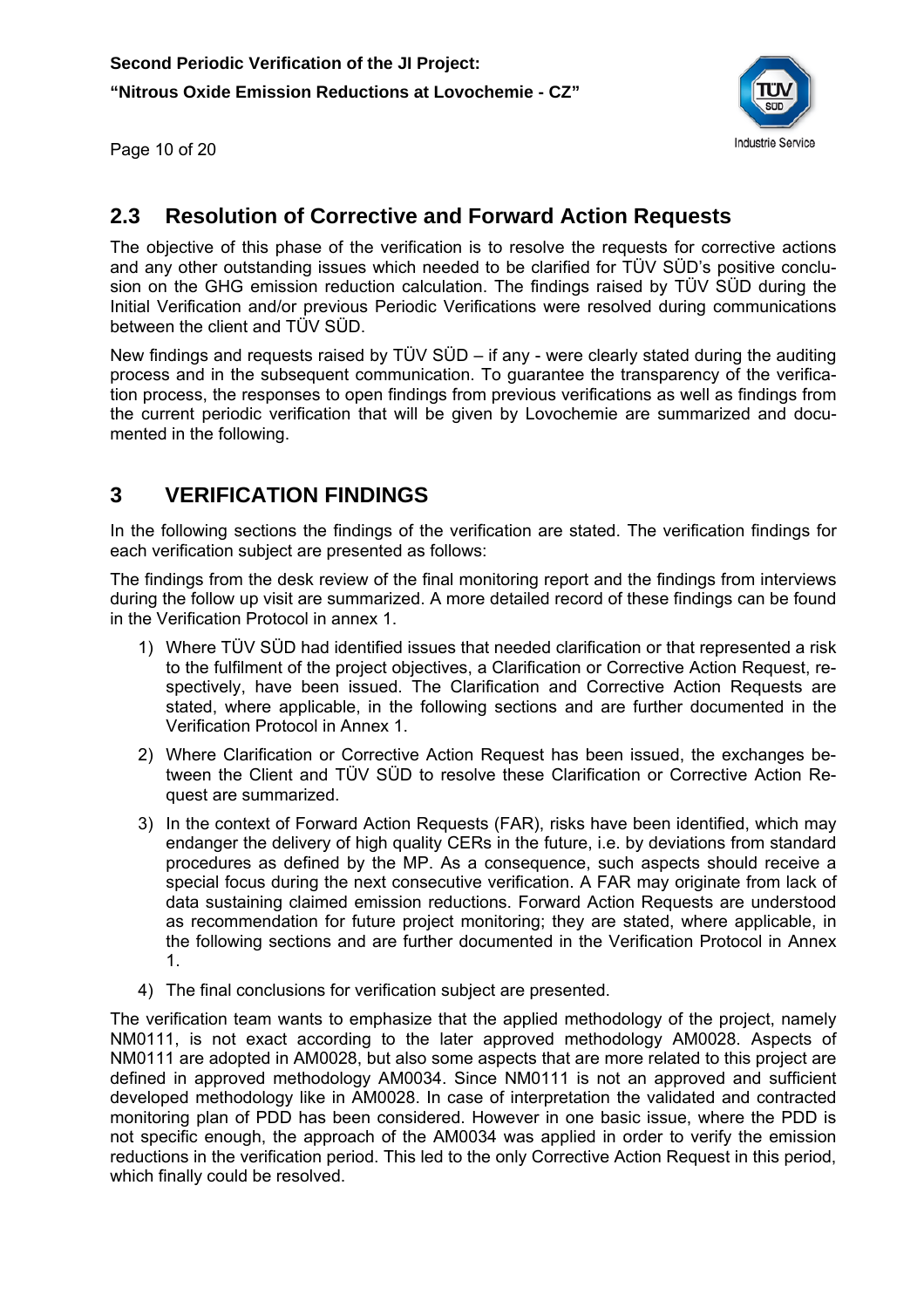## 2.3 Resolution of Corrective and Forward Action Requests

The objective of this phase of the verification is to resolve the requests for corrective actions and any other outstanding issues which needed to be clarified for TÜV SÜD's positive conclusion on the GHG emission reduction calculation. The findings raised by TÜV SÜD during the Initial Verification and/or previous Periodic Verifications were resolved during communications between the client and TÜV SÜD.

New findings and requests raised by TÜV SÜD – if any - were clearly stated during the auditing process and in the subsequent communication. To guarantee the transparency of the verification process, the responses to open findings from previous verifications as well as findings from the current periodic verification that will be given by Lovochemie are summarized and documented in the following.

# 3 VERIFICATION FINDINGS

In the following sections the findings of the verification are stated. The verification findings for each verification subject are presented as follows:

The findings from the desk review of the final monitoring report and the findings from interviews during the follow up visit are summarized. A more detailed record of these findings can be found in the Verification Protocol in annex 1.

1) Where TÜV SÜD had identified issues that needed clarification or that represented a risk to the fulfilment of the project objectives, a Clarification or Corrective Action Request, respectively, have been issued. The Clarification and Corrective Action Requests are stated, where applicable, in the following sections and are further documented in the Verification Protocol in Annex 1.
2) Where Clarification or Corrective Action Request has been issued, the exchanges between the Client and TÜV SÜD to resolve these Clarification or Corrective Action Request are summarized.
3) In the context of Forward Action Requests (FAR), risks have been identified, which may endanger the delivery of high quality CERs in the future, i.e. by deviations from standard procedures as defined by the MP. As a consequence, such aspects should receive a special focus during the next consecutive verification. A FAR may originate from lack of data sustaining claimed emission reductions. Forward Action Requests are understood as recommendation for future project monitoring; they are stated, where applicable, in the following sections and are further documented in the Verification Protocol in Annex 1.
4) The final conclusions for verification subject are presented.

The verification team wants to emphasize that the applied methodology of the project, namely NM0111, is not exact according to the later approved methodology AM0028. Aspects of NM0111 are adopted in AM0028, but also some aspects that are more related to this project are defined in approved methodology AM0034. Since NM0111 is not an approved and sufficient developed methodology like in AM0028. In case of interpretation the validated and contracted monitoring plan of PDD has been considered. However in one basic issue, where the PDD is not specific enough, the approach of the AM0034 was applied in order to verify the emission reductions in the verification period. This led to the only Corrective Action Request in this period, which finally could be resolved.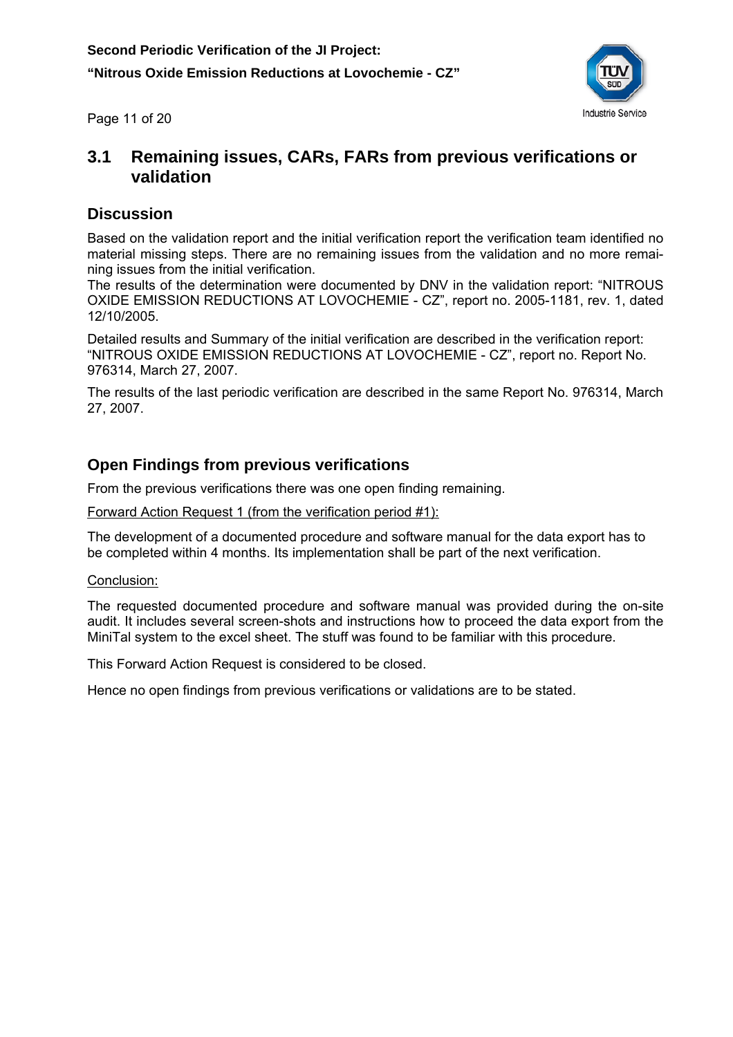## 3.1 Remaining issues, CARs, FARs from previous verifications or validation

### Discussion

Based on the validation report and the initial verification report the verification team identified no material missing steps. There are no remaining issues from the validation and no more remaining issues from the initial verification.
The results of the determination were documented by DNV in the validation report: "NITROUS OXIDE EMISSION REDUCTIONS AT LOVOCHEMIE - CZ", report no. 2005-1181, rev. 1, dated 12/10/2005.

Detailed results and Summary of the initial verification are described in the verification report: "NITROUS OXIDE EMISSION REDUCTIONS AT LOVOCHEMIE - CZ", report no. Report No. 976314, March 27, 2007.

The results of the last periodic verification are described in the same Report No. 976314, March 27, 2007.

### Open Findings from previous verifications

From the previous verifications there was one open finding remaining.

Forward Action Request 1 (from the verification period #1):

The development of a documented procedure and software manual for the data export has to be completed within 4 months. Its implementation shall be part of the next verification.

Conclusion:

The requested documented procedure and software manual was provided during the on-site audit. It includes several screen-shots and instructions how to proceed the data export from the MiniTal system to the excel sheet. The stuff was found to be familiar with this procedure.

This Forward Action Request is considered to be closed.

Hence no open findings from previous verifications or validations are to be stated.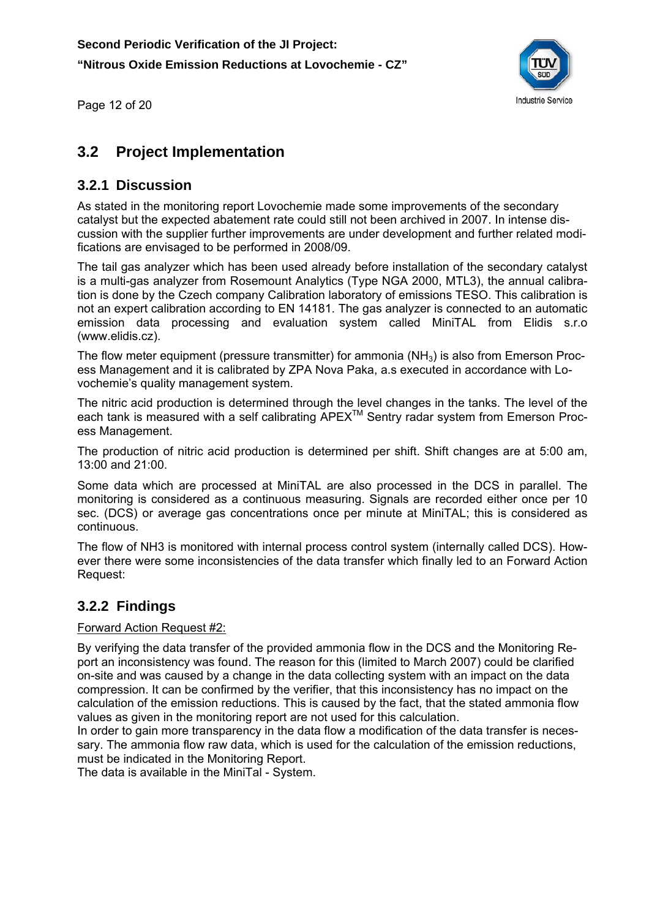## 3.2 Project Implementation

### 3.2.1 Discussion

As stated in the monitoring report Lovochemie made some improvements of the secondary catalyst but the expected abatement rate could still not been archived in 2007. In intense discussion with the supplier further improvements are under development and further related modifications are envisaged to be performed in 2008/09.

The tail gas analyzer which has been used already before installation of the secondary catalyst is a multi-gas analyzer from Rosemount Analytics (Type NGA 2000, MTL3), the annual calibration is done by the Czech company Calibration laboratory of emissions TESO. This calibration is not an expert calibration according to EN 14181. The gas analyzer is connected to an automatic emission data processing and evaluation system called MiniTAL from Elidis s.r.o (www.elidis.cz).

The flow meter equipment (pressure transmitter) for ammonia ($NH_3$) is also from Emerson Process Management and it is calibrated by ZPA Nova Paka, a.s executed in accordance with Lovochemie's quality management system.

The nitric acid production is determined through the level changes in the tanks. The level of the each tank is measured with a self calibrating APEX™ Sentry radar system from Emerson Process Management.

The production of nitric acid production is determined per shift. Shift changes are at 5:00 am, 13:00 and 21:00.

Some data which are processed at MiniTAL are also processed in the DCS in parallel. The monitoring is considered as a continuous measuring. Signals are recorded either once per 10 sec. (DCS) or average gas concentrations once per minute at MiniTAL; this is considered as continuous.

The flow of NH3 is monitored with internal process control system (internally called DCS). However there were some inconsistencies of the data transfer which finally led to an Forward Action Request:

### 3.2.2 Findings

Forward Action Request #2:

By verifying the data transfer of the provided ammonia flow in the DCS and the Monitoring Report an inconsistency was found. The reason for this (limited to March 2007) could be clarified on-site and was caused by a change in the data collecting system with an impact on the data compression. It can be confirmed by the verifier, that this inconsistency has no impact on the calculation of the emission reductions. This is caused by the fact, that the stated ammonia flow values as given in the monitoring report are not used for this calculation.
In order to gain more transparency in the data flow a modification of the data transfer is necessary. The ammonia flow raw data, which is used for the calculation of the emission reductions, must be indicated in the Monitoring Report.
The data is available in the MiniTal - System.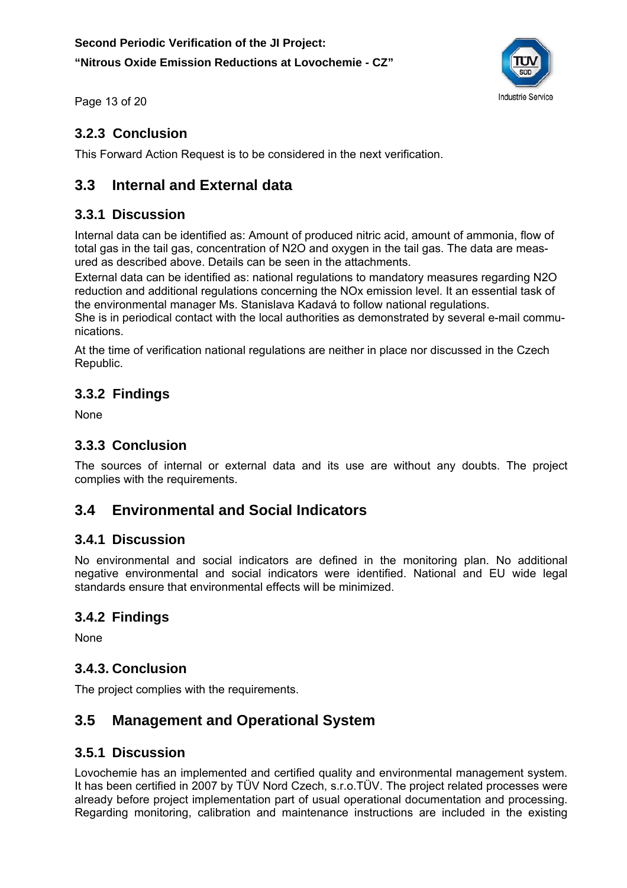### 3.2.3 Conclusion

This Forward Action Request is to be considered in the next verification.

## 3.3 Internal and External data

### 3.3.1 Discussion

Internal data can be identified as: Amount of produced nitric acid, amount of ammonia, flow of total gas in the tail gas, concentration of N2O and oxygen in the tail gas. The data are measured as described above. Details can be seen in the attachments.

External data can be identified as: national regulations to mandatory measures regarding N2O reduction and additional regulations concerning the NOx emission level. It an essential task of the environmental manager Ms. Stanislava Kadavá to follow national regulations.

She is in periodical contact with the local authorities as demonstrated by several e-mail communications.

At the time of verification national regulations are neither in place nor discussed in the Czech Republic.

### 3.3.2 Findings

None

### 3.3.3 Conclusion

The sources of internal or external data and its use are without any doubts. The project complies with the requirements.

## 3.4 Environmental and Social Indicators

### 3.4.1 Discussion

No environmental and social indicators are defined in the monitoring plan. No additional negative environmental and social indicators were identified. National and EU wide legal standards ensure that environmental effects will be minimized.

### 3.4.2 Findings

None

### 3.4.3. Conclusion

The project complies with the requirements.

## 3.5 Management and Operational System

### 3.5.1 Discussion

Lovochemie has an implemented and certified quality and environmental management system. It has been certified in 2007 by TÜV Nord Czech, s.r.o.TÜV. The project related processes were already before project implementation part of usual operational documentation and processing. Regarding monitoring, calibration and maintenance instructions are included in the existing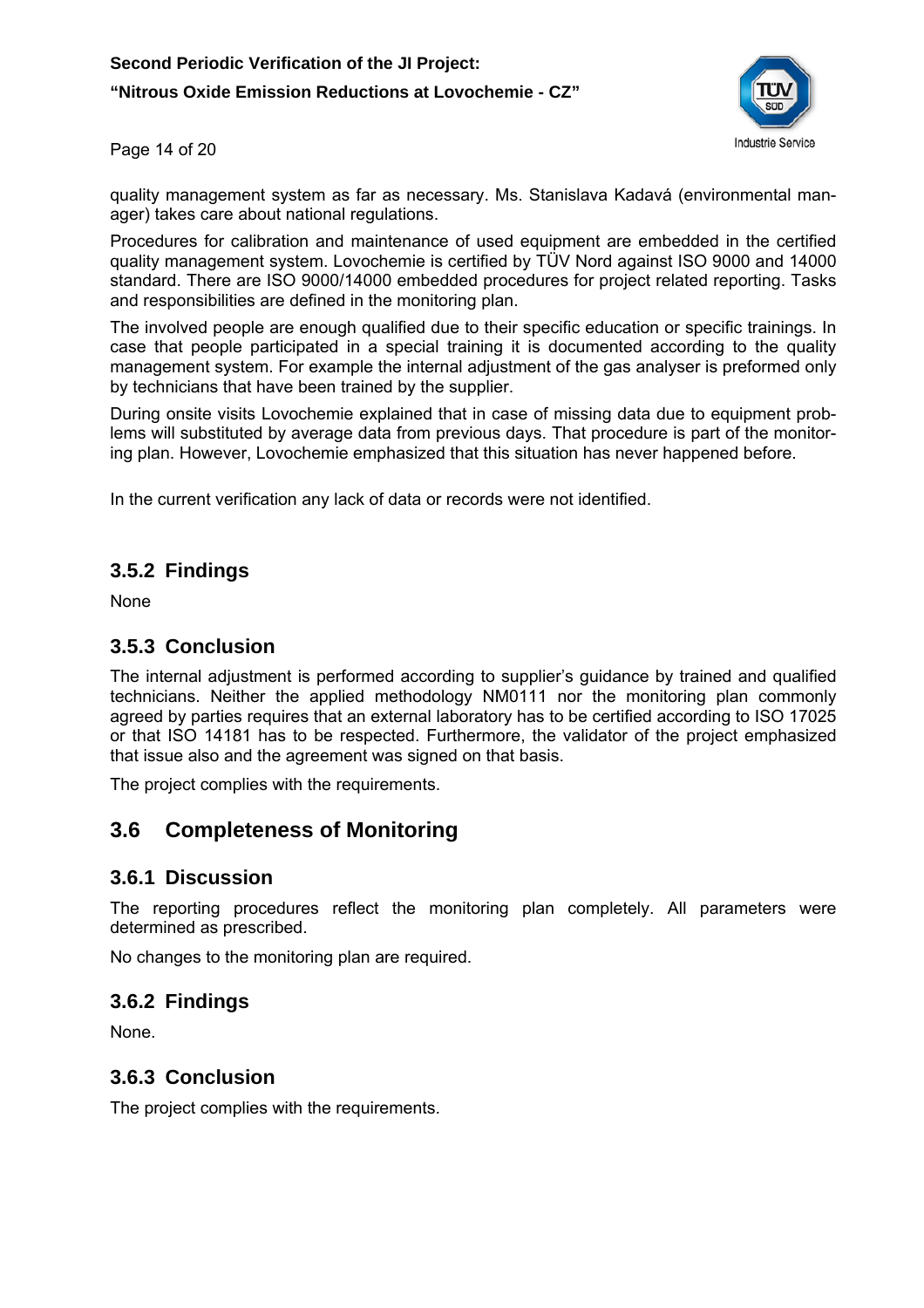quality management system as far as necessary. Ms. Stanislava Kadavá (environmental manager) takes care about national regulations.

Procedures for calibration and maintenance of used equipment are embedded in the certified quality management system. Lovochemie is certified by TÜV Nord against ISO 9000 and 14000 standard. There are ISO 9000/14000 embedded procedures for project related reporting. Tasks and responsibilities are defined in the monitoring plan.

The involved people are enough qualified due to their specific education or specific trainings. In case that people participated in a special training it is documented according to the quality management system. For example the internal adjustment of the gas analyser is preformed only by technicians that have been trained by the supplier.

During onsite visits Lovochemie explained that in case of missing data due to equipment problems will substituted by average data from previous days. That procedure is part of the monitoring plan. However, Lovochemie emphasized that this situation has never happened before.

In the current verification any lack of data or records were not identified.

### 3.5.2 Findings

None

### 3.5.3 Conclusion

The internal adjustment is performed according to supplier's guidance by trained and qualified technicians. Neither the applied methodology NM0111 nor the monitoring plan commonly agreed by parties requires that an external laboratory has to be certified according to ISO 17025 or that ISO 14181 has to be respected. Furthermore, the validator of the project emphasized that issue also and the agreement was signed on that basis.

The project complies with the requirements.

## 3.6 Completeness of Monitoring

### 3.6.1 Discussion

The reporting procedures reflect the monitoring plan completely. All parameters were determined as prescribed.

No changes to the monitoring plan are required.

### 3.6.2 Findings

None.

### 3.6.3 Conclusion

The project complies with the requirements.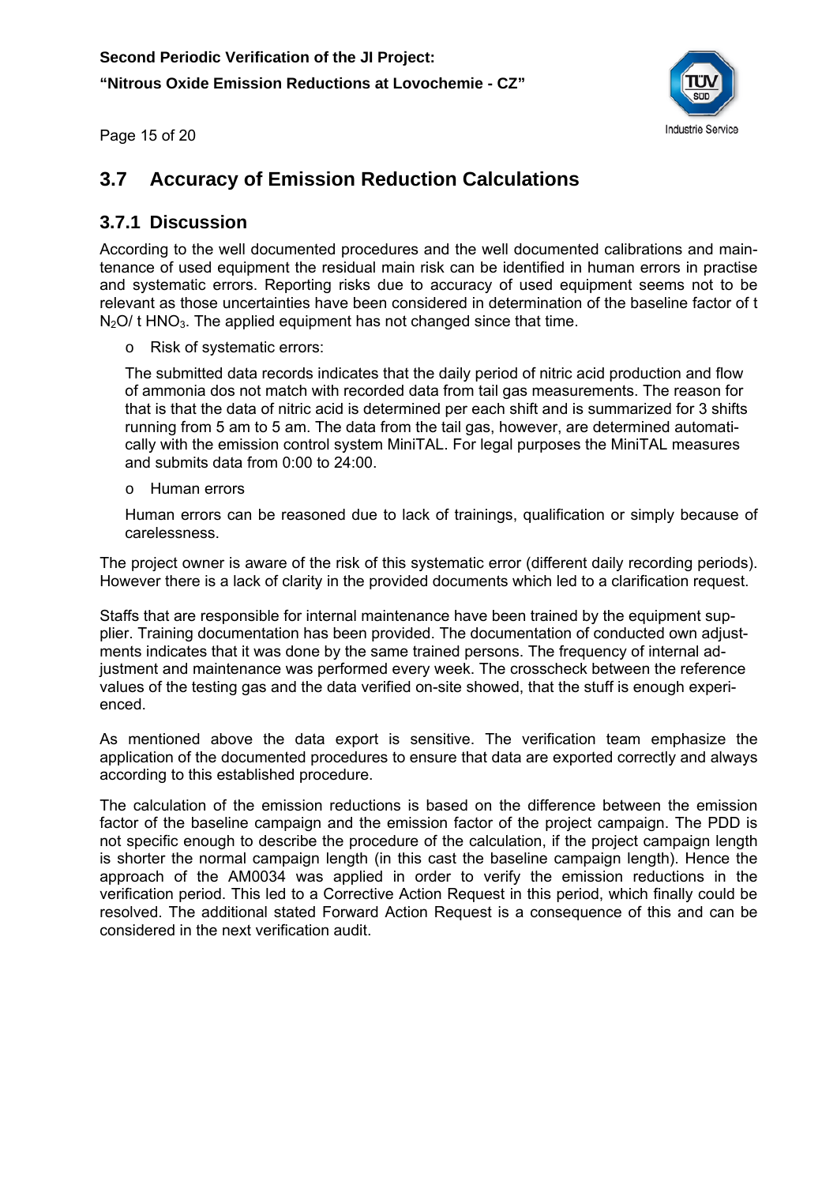## 3.7 Accuracy of Emission Reduction Calculations

### 3.7.1 Discussion

According to the well documented procedures and the well documented calibrations and maintenance of used equipment the residual main risk can be identified in human errors in practise and systematic errors. Reporting risks due to accuracy of used equipment seems not to be relevant as those uncertainties have been considered in determination of the baseline factor of t $N_2O$/ t $HNO_3$. The applied equipment has not changed since that time.

- Risk of systematic errors:

  The submitted data records indicates that the daily period of nitric acid production and flow of ammonia dos not match with recorded data from tail gas measurements. The reason for that is that the data of nitric acid is determined per each shift and is summarized for 3 shifts running from 5 am to 5 am. The data from the tail gas, however, are determined automatically with the emission control system MiniTAL. For legal purposes the MiniTAL measures and submits data from 0:00 to 24:00.

- Human errors

  Human errors can be reasoned due to lack of trainings, qualification or simply because of carelessness.

The project owner is aware of the risk of this systematic error (different daily recording periods). However there is a lack of clarity in the provided documents which led to a clarification request.

Staffs that are responsible for internal maintenance have been trained by the equipment supplier. Training documentation has been provided. The documentation of conducted own adjustments indicates that it was done by the same trained persons. The frequency of internal adjustment and maintenance was performed every week. The crosscheck between the reference values of the testing gas and the data verified on-site showed, that the stuff is enough experienced.

As mentioned above the data export is sensitive. The verification team emphasize the application of the documented procedures to ensure that data are exported correctly and always according to this established procedure.

The calculation of the emission reductions is based on the difference between the emission factor of the baseline campaign and the emission factor of the project campaign. The PDD is not specific enough to describe the procedure of the calculation, if the project campaign length is shorter the normal campaign length (in this cast the baseline campaign length). Hence the approach of the AM0034 was applied in order to verify the emission reductions in the verification period. This led to a Corrective Action Request in this period, which finally could be resolved. The additional stated Forward Action Request is a consequence of this and can be considered in the next verification audit.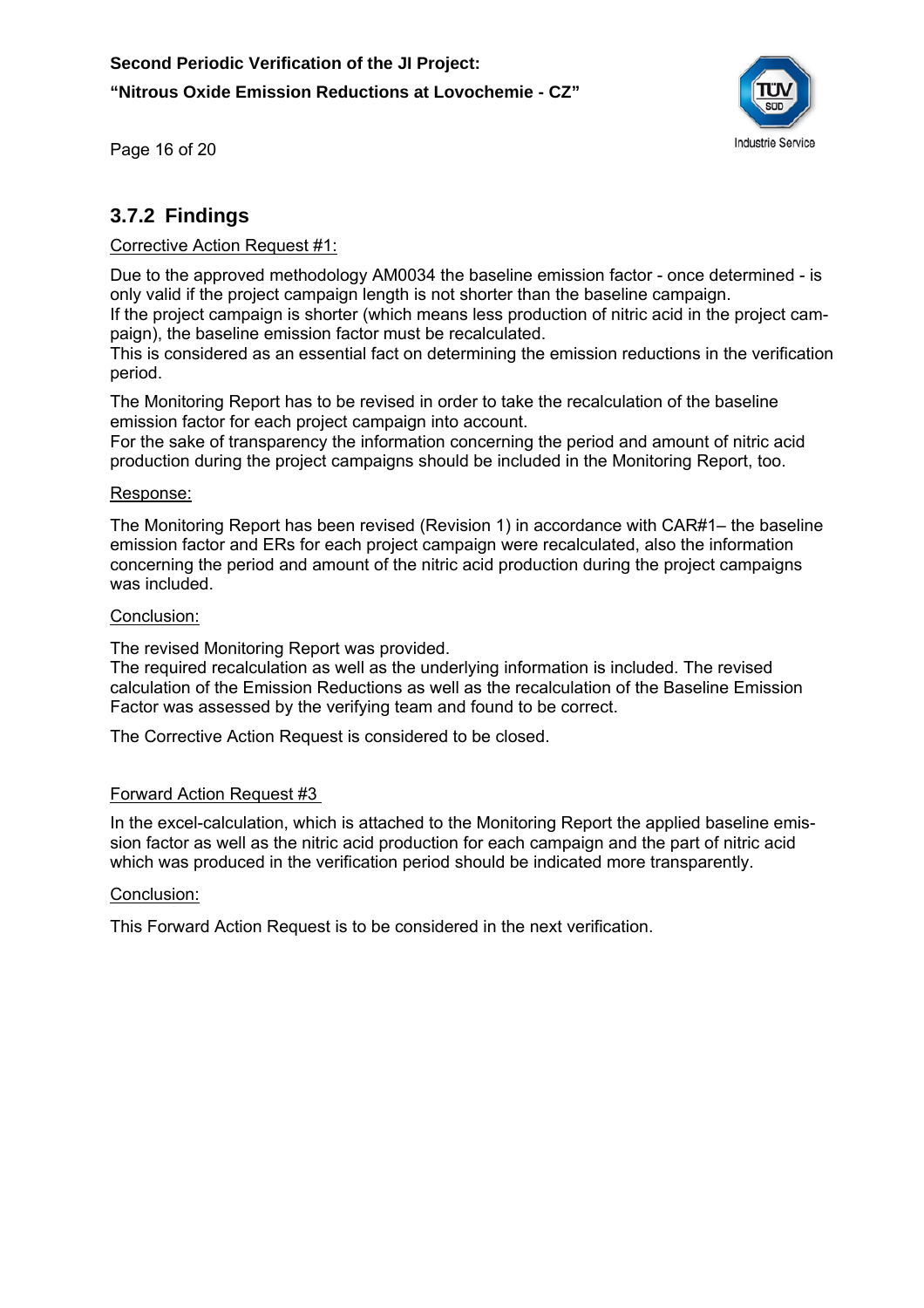### 3.7.2 Findings

Corrective Action Request #1:

Due to the approved methodology AM0034 the baseline emission factor - once determined - is only valid if the project campaign length is not shorter than the baseline campaign.
If the project campaign is shorter (which means less production of nitric acid in the project campaign), the baseline emission factor must be recalculated.
This is considered as an essential fact on determining the emission reductions in the verification period.

The Monitoring Report has to be revised in order to take the recalculation of the baseline emission factor for each project campaign into account.
For the sake of transparency the information concerning the period and amount of nitric acid production during the project campaigns should be included in the Monitoring Report, too.

Response:

The Monitoring Report has been revised (Revision 1) in accordance with CAR#1– the baseline emission factor and ERs for each project campaign were recalculated, also the information concerning the period and amount of the nitric acid production during the project campaigns was included.

Conclusion:

The revised Monitoring Report was provided.
The required recalculation as well as the underlying information is included. The revised calculation of the Emission Reductions as well as the recalculation of the Baseline Emission Factor was assessed by the verifying team and found to be correct.

The Corrective Action Request is considered to be closed.

Forward Action Request #3

In the excel-calculation, which is attached to the Monitoring Report the applied baseline emission factor as well as the nitric acid production for each campaign and the part of nitric acid which was produced in the verification period should be indicated more transparently.

Conclusion:

This Forward Action Request is to be considered in the next verification.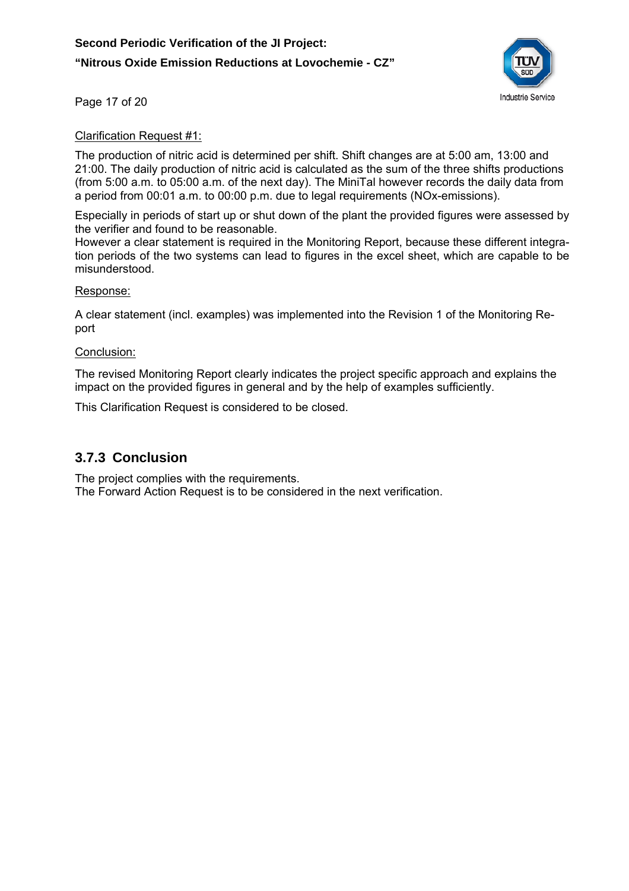Clarification Request #1:

The production of nitric acid is determined per shift. Shift changes are at 5:00 am, 13:00 and 21:00. The daily production of nitric acid is calculated as the sum of the three shifts productions (from 5:00 a.m. to 05:00 a.m. of the next day). The MiniTal however records the daily data from a period from 00:01 a.m. to 00:00 p.m. due to legal requirements (NOx-emissions).

Especially in periods of start up or shut down of the plant the provided figures were assessed by the verifier and found to be reasonable.
However a clear statement is required in the Monitoring Report, because these different integration periods of the two systems can lead to figures in the excel sheet, which are capable to be misunderstood.

Response:

A clear statement (incl. examples) was implemented into the Revision 1 of the Monitoring Report

Conclusion:

The revised Monitoring Report clearly indicates the project specific approach and explains the impact on the provided figures in general and by the help of examples sufficiently.

This Clarification Request is considered to be closed.

### 3.7.3 Conclusion

The project complies with the requirements.
The Forward Action Request is to be considered in the next verification.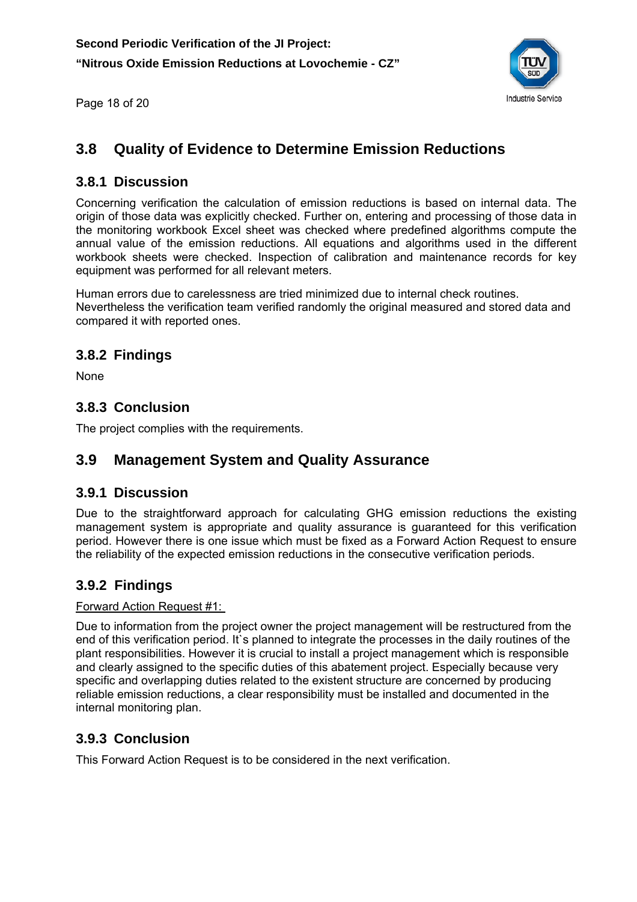## 3.8 Quality of Evidence to Determine Emission Reductions

### 3.8.1 Discussion

Concerning verification the calculation of emission reductions is based on internal data. The origin of those data was explicitly checked. Further on, entering and processing of those data in the monitoring workbook Excel sheet was checked where predefined algorithms compute the annual value of the emission reductions. All equations and algorithms used in the different workbook sheets were checked. Inspection of calibration and maintenance records for key equipment was performed for all relevant meters.

Human errors due to carelessness are tried minimized due to internal check routines. Nevertheless the verification team verified randomly the original measured and stored data and compared it with reported ones.

### 3.8.2 Findings

None

### 3.8.3 Conclusion

The project complies with the requirements.

## 3.9 Management System and Quality Assurance

### 3.9.1 Discussion

Due to the straightforward approach for calculating GHG emission reductions the existing management system is appropriate and quality assurance is guaranteed for this verification period. However there is one issue which must be fixed as a Forward Action Request to ensure the reliability of the expected emission reductions in the consecutive verification periods.

### 3.9.2 Findings

<u>Forward Action Request #1:</u>

Due to information from the project owner the project management will be restructured from the end of this verification period. It`s planned to integrate the processes in the daily routines of the plant responsibilities. However it is crucial to install a project management which is responsible and clearly assigned to the specific duties of this abatement project. Especially because very specific and overlapping duties related to the existent structure are concerned by producing reliable emission reductions, a clear responsibility must be installed and documented in the internal monitoring plan.

### 3.9.3 Conclusion

This Forward Action Request is to be considered in the next verification.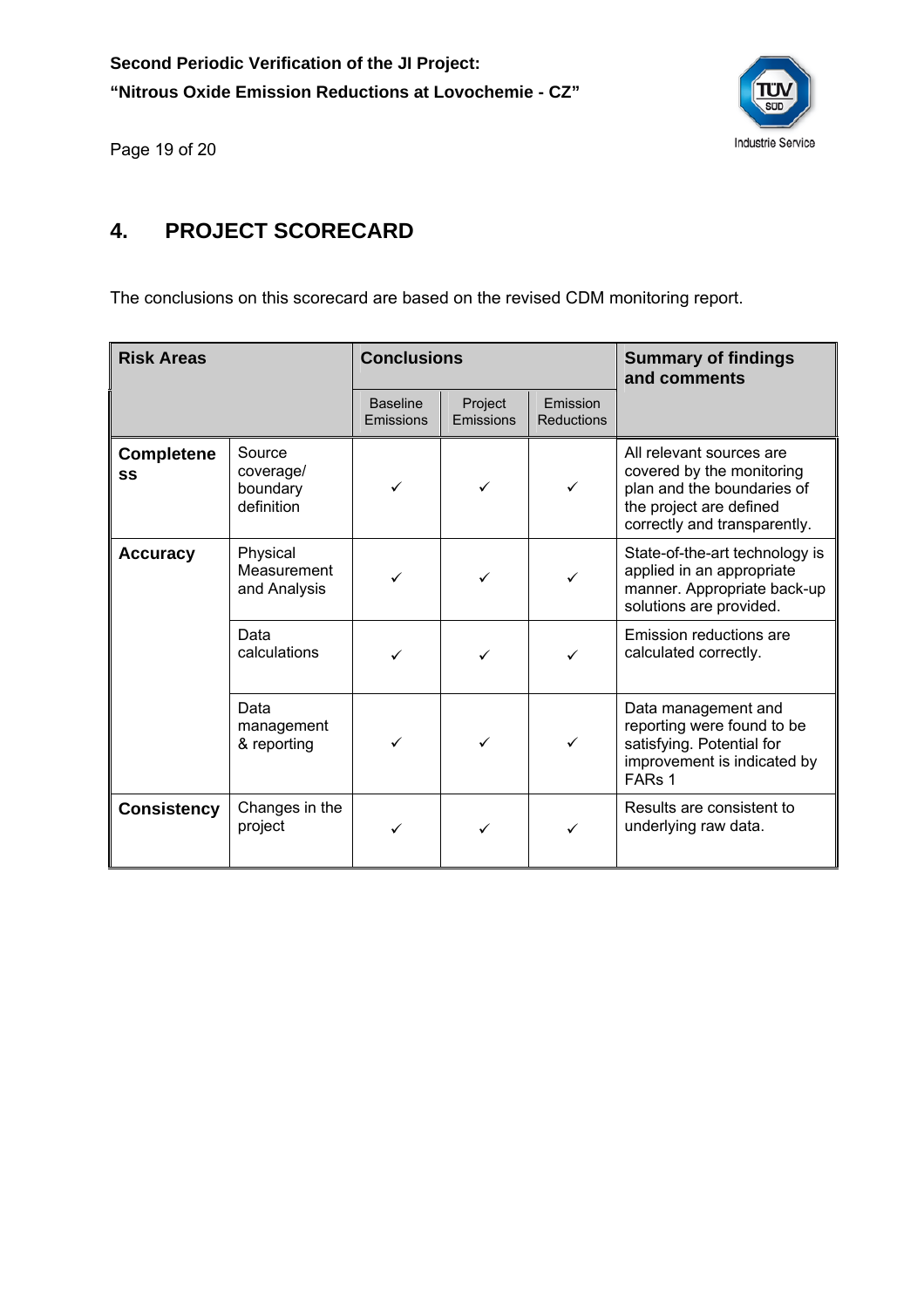## 4. PROJECT SCORECARD

The conclusions on this scorecard are based on the revised CDM monitoring report.

| Risk Areas | | Conclusions | | | Summary of findings and comments |
|---|---|---|---|---|---|
| | | Baseline Emissions | Project Emissions | Emission Reductions | |
| **Completeness** | Source coverage/ boundary definition | ✓ | ✓ | ✓ | All relevant sources are covered by the monitoring plan and the boundaries of the project are defined correctly and transparently. |
| **Accuracy** | Physical Measurement and Analysis | ✓ | ✓ | ✓ | State-of-the-art technology is applied in an appropriate manner. Appropriate back-up solutions are provided. |
| | Data calculations | ✓ | ✓ | ✓ | Emission reductions are calculated correctly. |
| | Data management & reporting | ✓ | ✓ | ✓ | Data management and reporting were found to be satisfying. Potential for improvement is indicated by FARs 1 |
| **Consistency** | Changes in the project | ✓ | ✓ | ✓ | Results are consistent to underlying raw data. |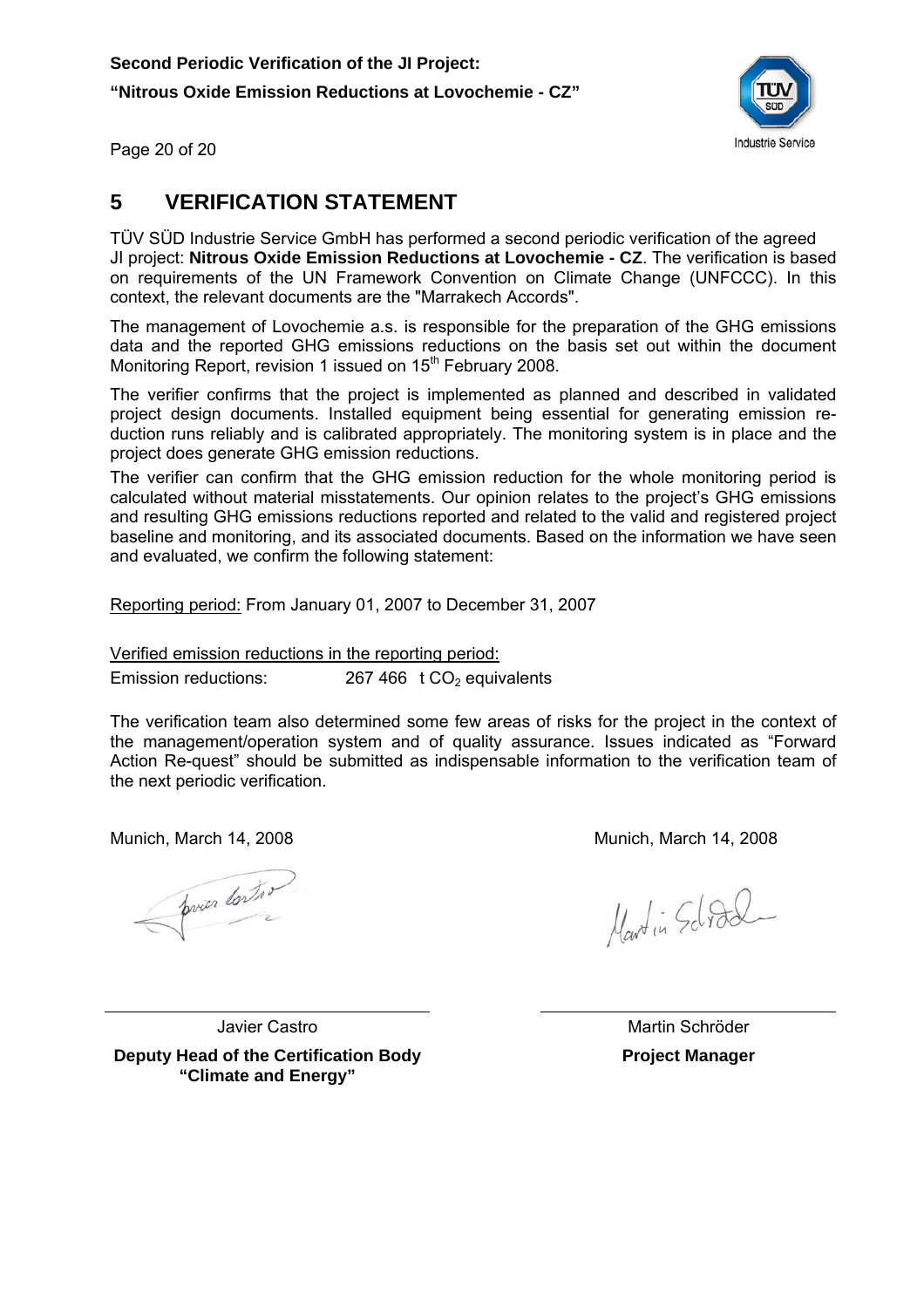# 5 VERIFICATION STATEMENT

TÜV SÜD Industrie Service GmbH has performed a second periodic verification of the agreed JI project: **Nitrous Oxide Emission Reductions at Lovochemie - CZ**. The verification is based on requirements of the UN Framework Convention on Climate Change (UNFCCC). In this context, the relevant documents are the "Marrakech Accords".

The management of Lovochemie a.s. is responsible for the preparation of the GHG emissions data and the reported GHG emissions reductions on the basis set out within the document Monitoring Report, revision 1 issued on 15th February 2008.

The verifier confirms that the project is implemented as planned and described in validated project design documents. Installed equipment being essential for generating emission reduction runs reliably and is calibrated appropriately. The monitoring system is in place and the project does generate GHG emission reductions.

The verifier can confirm that the GHG emission reduction for the whole monitoring period is calculated without material misstatements. Our opinion relates to the project's GHG emissions and resulting GHG emissions reductions reported and related to the valid and registered project baseline and monitoring, and its associated documents. Based on the information we have seen and evaluated, we confirm the following statement:

Reporting period: From January 01, 2007 to December 31, 2007

Verified emission reductions in the reporting period:

Emission reductions: 267 466 t $CO_2$ equivalents

The verification team also determined some few areas of risks for the project in the context of the management/operation system and of quality assurance. Issues indicated as "Forward Action Re-quest" should be submitted as indispensable information to the verification team of the next periodic verification.

Munich, March 14, 2008

Javier Castro

**Deputy Head of the Certification Body "Climate and Energy"**

Munich, March 14, 2008

Martin Schröder

**Project Manager**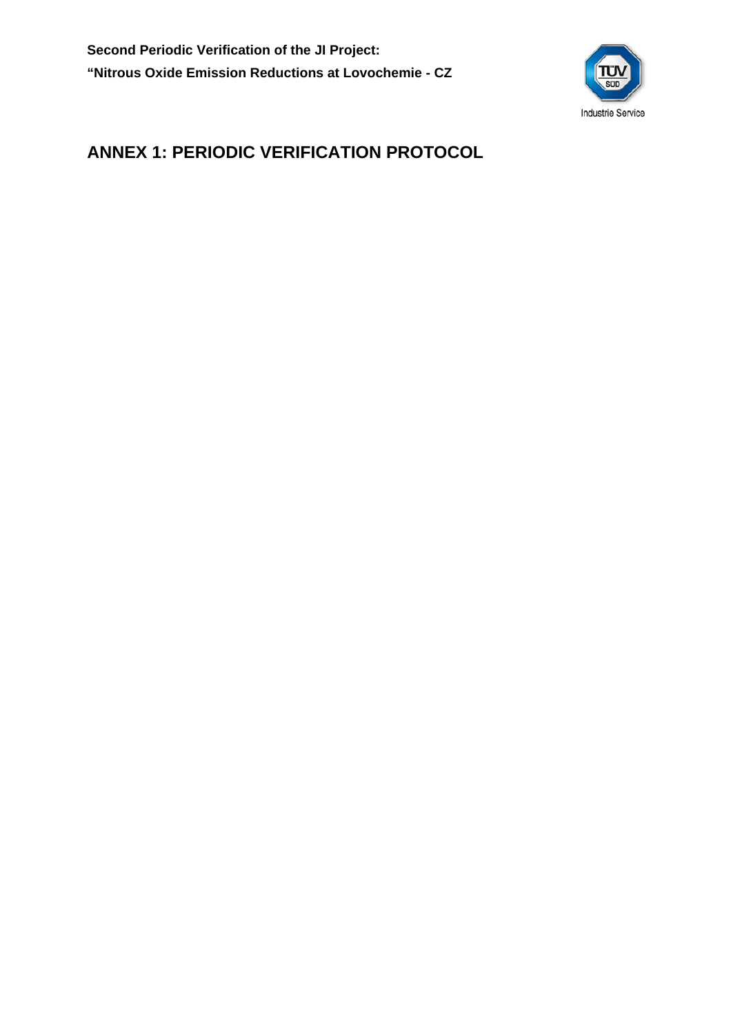# ANNEX 1: PERIODIC VERIFICATION PROTOCOL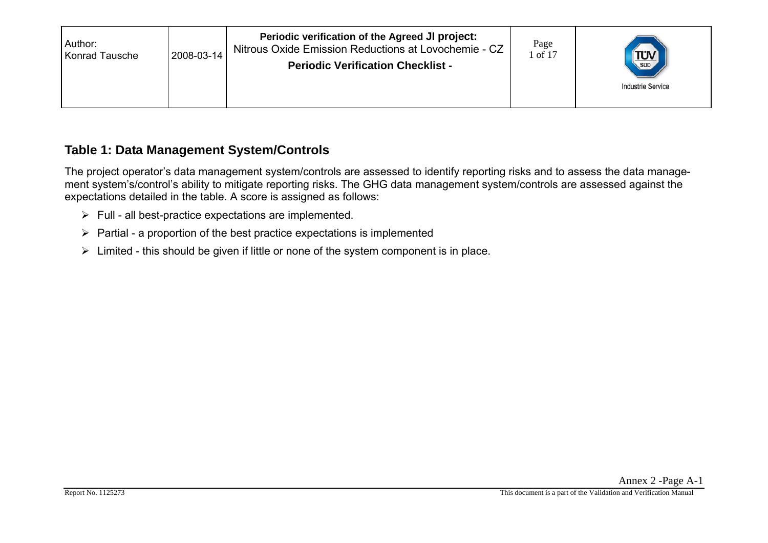## Table 1: Data Management System/Controls

The project operator's data management system/controls are assessed to identify reporting risks and to assess the data management system's/control's ability to mitigate reporting risks. The GHG data management system/controls are assessed against the expectations detailed in the table. A score is assigned as follows:

- Full - all best-practice expectations are implemented.
- Partial - a proportion of the best practice expectations is implemented
- Limited - this should be given if little or none of the system component is in place.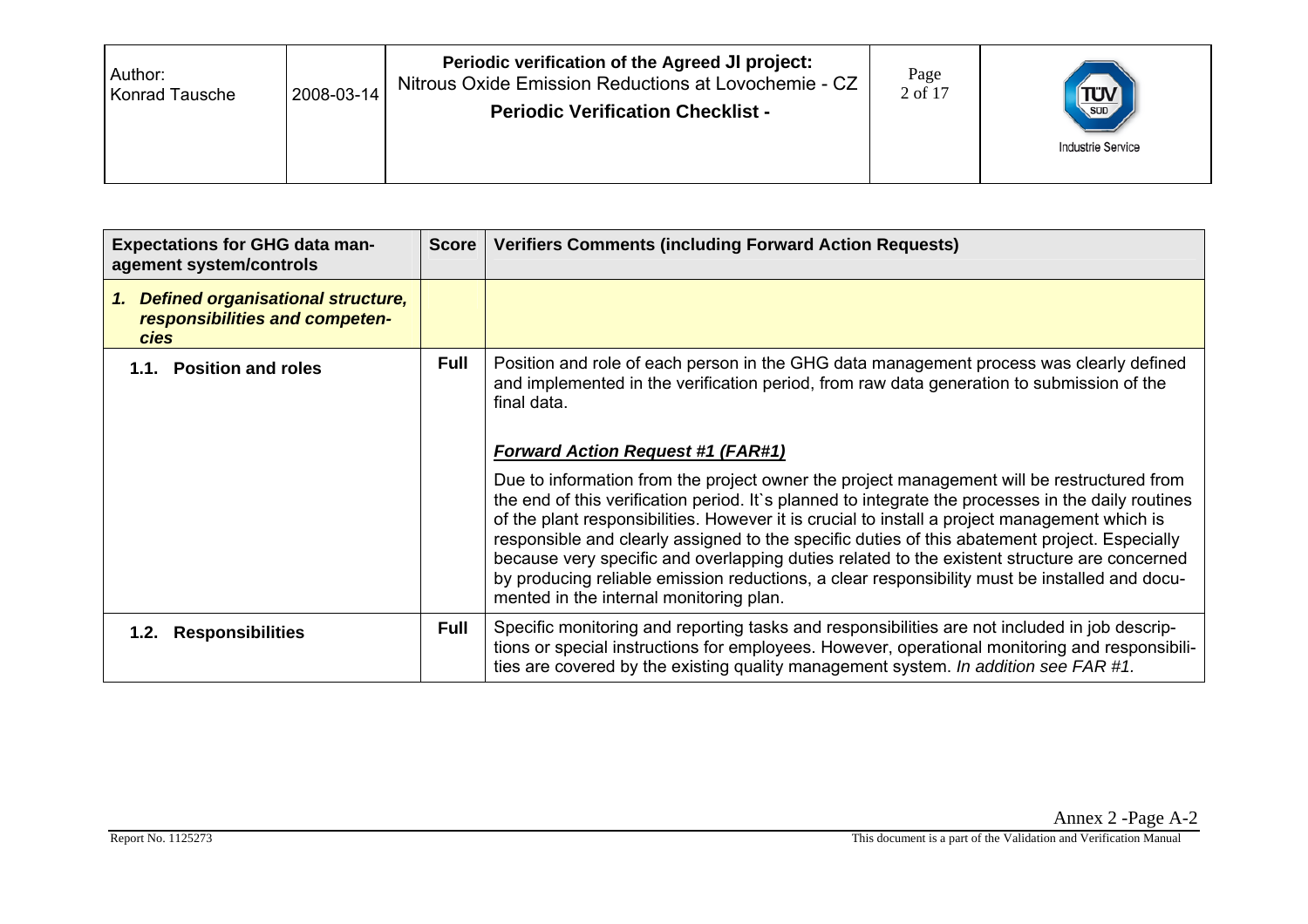| Expectations for GHG data management system/controls | Score | Verifiers Comments (including Forward Action Requests) |
|---|---|---|
| ***1. Defined organisational structure, responsibilities and competencies*** | | |
| **1.1. Position and roles** | **Full** | Position and role of each person in the GHG data management process was clearly defined and implemented in the verification period, from raw data generation to submission of the final data.<br><br>***Forward Action Request #1 (FAR#1)***<br><br>Due to information from the project owner the project management will be restructured from the end of this verification period. It`s planned to integrate the processes in the daily routines of the plant responsibilities. However it is crucial to install a project management which is responsible and clearly assigned to the specific duties of this abatement project. Especially because very specific and overlapping duties related to the existent structure are concerned by producing reliable emission reductions, a clear responsibility must be installed and documented in the internal monitoring plan. |
| **1.2. Responsibilities** | **Full** | Specific monitoring and reporting tasks and responsibilities are not included in job descriptions or special instructions for employees. However, operational monitoring and responsibilities are covered by the existing quality management system. *In addition see FAR #1.* |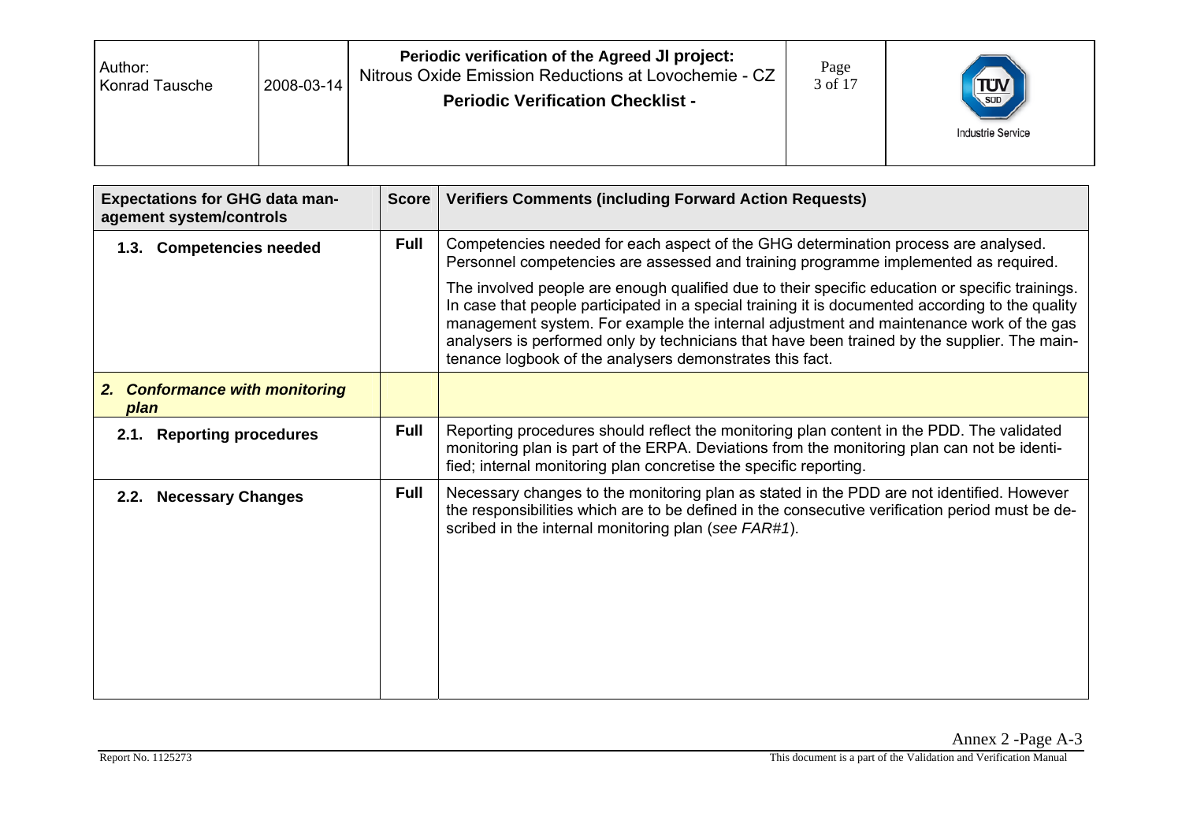| Expectations for GHG data management system/controls | Score | Verifiers Comments (including Forward Action Requests) |
|---|---|---|
| **1.3. Competencies needed** | **Full** | Competencies needed for each aspect of the GHG determination process are analysed. Personnel competencies are assessed and training programme implemented as required.<br><br>The involved people are enough qualified due to their specific education or specific trainings. In case that people participated in a special training it is documented according to the quality management system. For example the internal adjustment and maintenance work of the gas analysers is performed only by technicians that have been trained by the supplier. The maintenance logbook of the analysers demonstrates this fact. |
| ***2. Conformance with monitoring plan*** | | |
| **2.1. Reporting procedures** | **Full** | Reporting procedures should reflect the monitoring plan content in the PDD. The validated monitoring plan is part of the ERPA. Deviations from the monitoring plan can not be identified; internal monitoring plan concretise the specific reporting. |
| **2.2. Necessary Changes** | **Full** | Necessary changes to the monitoring plan as stated in the PDD are not identified. However the responsibilities which are to be defined in the consecutive verification period must be described in the internal monitoring plan (*see FAR#1*). |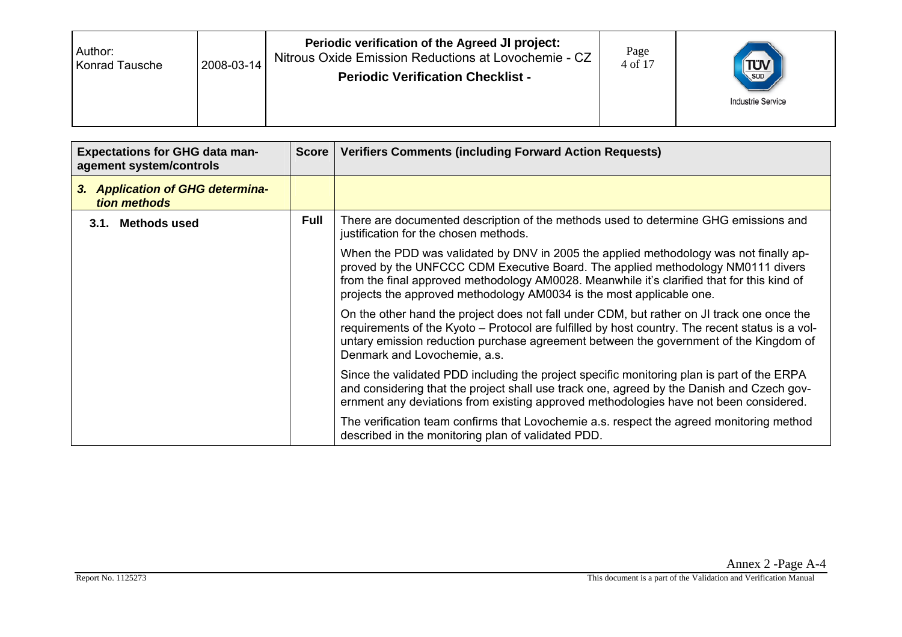| Expectations for GHG data management system/controls | Score | Verifiers Comments (including Forward Action Requests) |
|---|---|---|
| ***3. Application of GHG determination methods*** | | |
| **3.1. Methods used** | **Full** | There are documented description of the methods used to determine GHG emissions and justification for the chosen methods.<br><br>When the PDD was validated by DNV in 2005 the applied methodology was not finally approved by the UNFCCC CDM Executive Board. The applied methodology NM0111 divers from the final approved methodology AM0028. Meanwhile it's clarified that for this kind of projects the approved methodology AM0034 is the most applicable one.<br><br>On the other hand the project does not fall under CDM, but rather on JI track one once the requirements of the Kyoto – Protocol are fulfilled by host country. The recent status is a voluntary emission reduction purchase agreement between the government of the Kingdom of Denmark and Lovochemie, a.s.<br><br>Since the validated PDD including the project specific monitoring plan is part of the ERPA and considering that the project shall use track one, agreed by the Danish and Czech government any deviations from existing approved methodologies have not been considered.<br><br>The verification team confirms that Lovochemie a.s. respect the agreed monitoring method described in the monitoring plan of validated PDD. |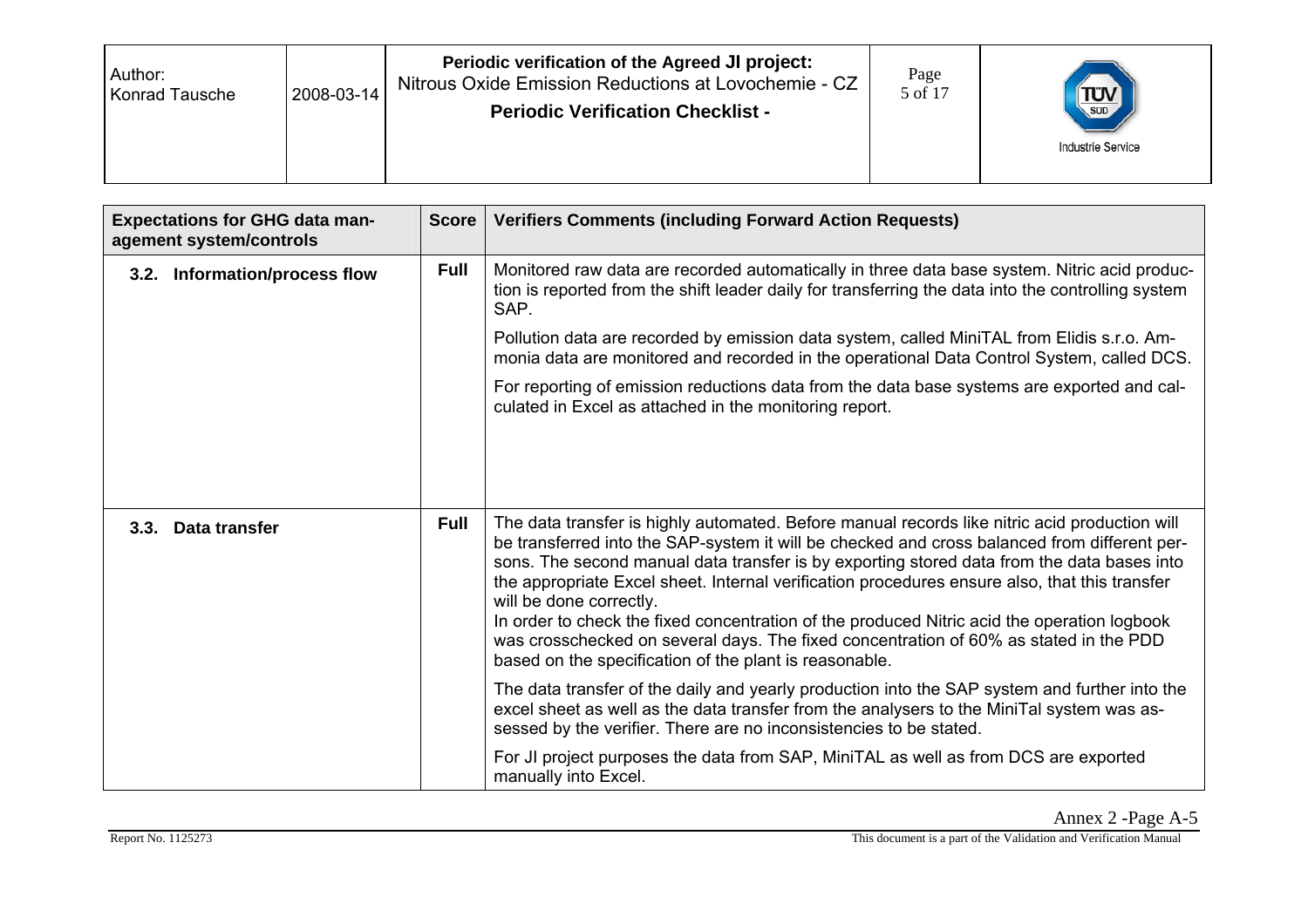| Expectations for GHG data management system/controls | Score | Verifiers Comments (including Forward Action Requests) |
|---|---|---|
| 3.2. Information/process flow | Full | Monitored raw data are recorded automatically in three data base system. Nitric acid production is reported from the shift leader daily for transferring the data into the controlling system SAP.<br><br>Pollution data are recorded by emission data system, called MiniTAL from Elidis s.r.o. Ammonia data are monitored and recorded in the operational Data Control System, called DCS.<br><br>For reporting of emission reductions data from the data base systems are exported and calculated in Excel as attached in the monitoring report. |
| 3.3. Data transfer | Full | The data transfer is highly automated. Before manual records like nitric acid production will be transferred into the SAP-system it will be checked and cross balanced from different persons. The second manual data transfer is by exporting stored data from the data bases into the appropriate Excel sheet. Internal verification procedures ensure also, that this transfer will be done correctly.<br>In order to check the fixed concentration of the produced Nitric acid the operation logbook was crosschecked on several days. The fixed concentration of 60% as stated in the PDD based on the specification of the plant is reasonable.<br><br>The data transfer of the daily and yearly production into the SAP system and further into the excel sheet as well as the data transfer from the analysers to the MiniTal system was assessed by the verifier. There are no inconsistencies to be stated.<br><br>For JI project purposes the data from SAP, MiniTAL as well as from DCS are exported manually into Excel. |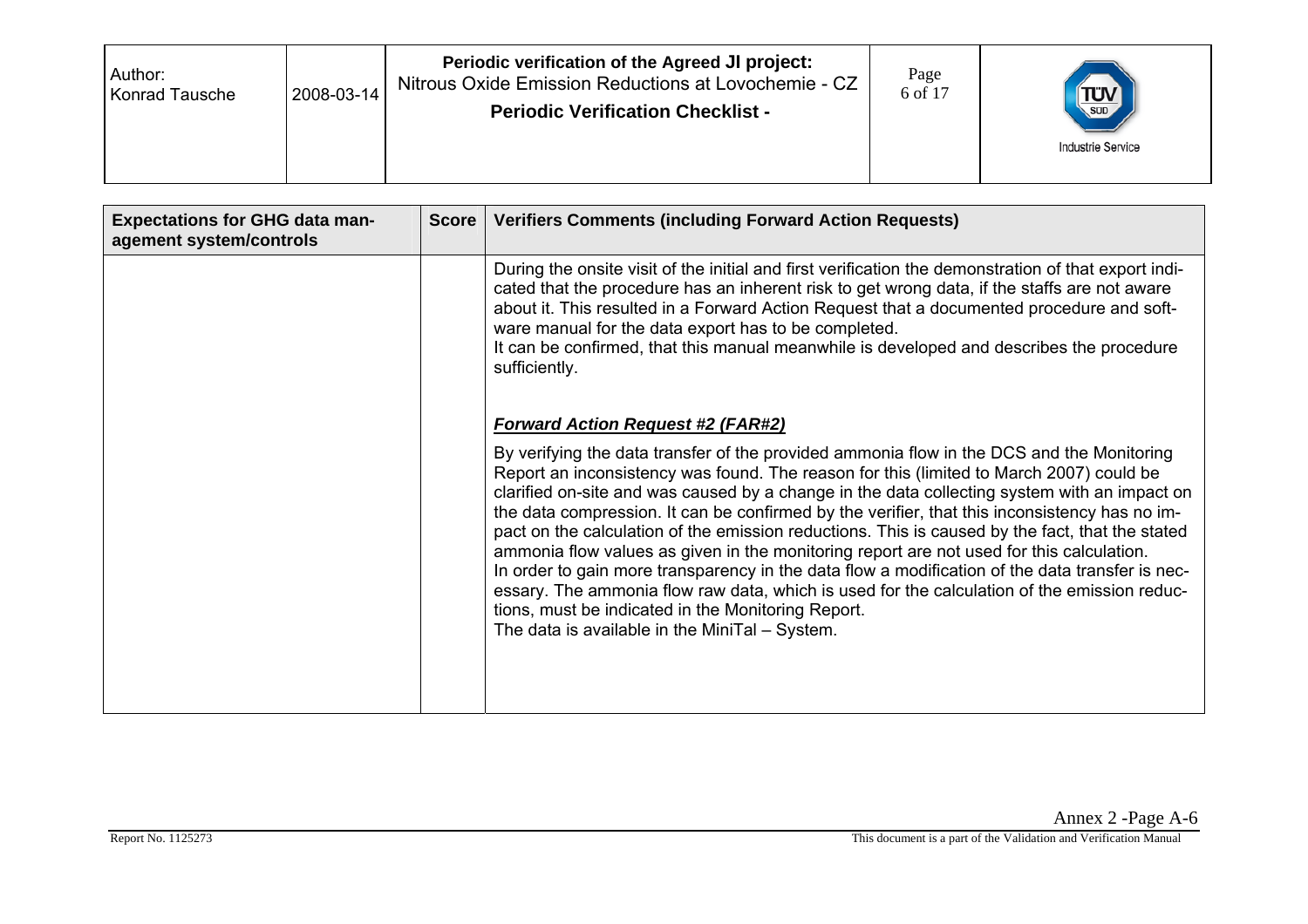| Expectations for GHG data management system/controls | Score | Verifiers Comments (including Forward Action Requests) |
|---|---|---|
| | | During the onsite visit of the initial and first verification the demonstration of that export indicated that the procedure has an inherent risk to get wrong data, if the staffs are not aware about it. This resulted in a Forward Action Request that a documented procedure and software manual for the data export has to be completed.<br>It can be confirmed, that this manual meanwhile is developed and describes the procedure sufficiently.<br><br>***Forward Action Request #2 (FAR#2)***<br><br>By verifying the data transfer of the provided ammonia flow in the DCS and the Monitoring Report an inconsistency was found. The reason for this (limited to March 2007) could be clarified on-site and was caused by a change in the data collecting system with an impact on the data compression. It can be confirmed by the verifier, that this inconsistency has no impact on the calculation of the emission reductions. This is caused by the fact, that the stated ammonia flow values as given in the monitoring report are not used for this calculation.<br>In order to gain more transparency in the data flow a modification of the data transfer is necessary. The ammonia flow raw data, which is used for the calculation of the emission reductions, must be indicated in the Monitoring Report.<br>The data is available in the MiniTal – System. |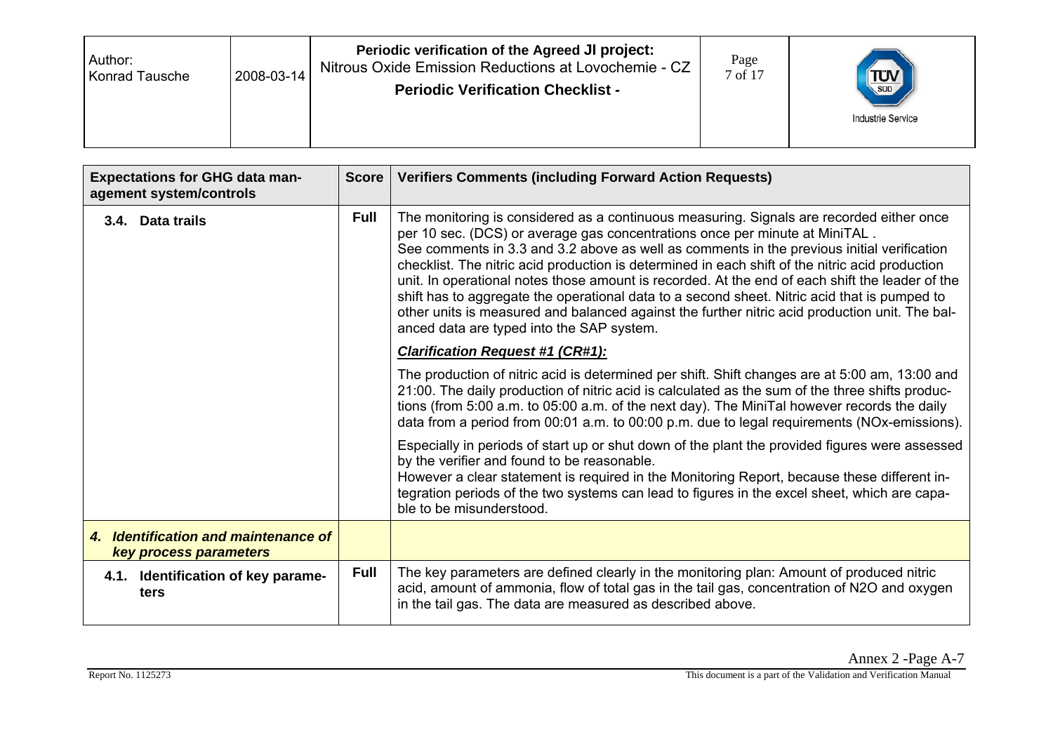| Expectations for GHG data management system/controls | Score | Verifiers Comments (including Forward Action Requests) |
|---|---|---|
| **3.4. Data trails** | **Full** | The monitoring is considered as a continuous measuring. Signals are recorded either once per 10 sec. (DCS) or average gas concentrations once per minute at MiniTAL . See comments in 3.3 and 3.2 above as well as comments in the previous initial verification checklist. The nitric acid production is determined in each shift of the nitric acid production unit. In operational notes those amount is recorded. At the end of each shift the leader of the shift has to aggregate the operational data to a second sheet. Nitric acid that is pumped to other units is measured and balanced against the further nitric acid production unit. The balanced data are typed into the SAP system.<br><br>***Clarification Request #1 (CR#1):***<br><br>The production of nitric acid is determined per shift. Shift changes are at 5:00 am, 13:00 and 21:00. The daily production of nitric acid is calculated as the sum of the three shifts productions (from 5:00 a.m. to 05:00 a.m. of the next day). The MiniTal however records the daily data from a period from 00:01 a.m. to 00:00 p.m. due to legal requirements (NOx-emissions).<br><br>Especially in periods of start up or shut down of the plant the provided figures were assessed by the verifier and found to be reasonable.<br>However a clear statement is required in the Monitoring Report, because these different integration periods of the two systems can lead to figures in the excel sheet, which are capable to be misunderstood. |
| ***4. Identification and maintenance of key process parameters*** | | |
| **4.1. Identification of key parameters** | **Full** | The key parameters are defined clearly in the monitoring plan: Amount of produced nitric acid, amount of ammonia, flow of total gas in the tail gas, concentration of N2O and oxygen in the tail gas. The data are measured as described above. |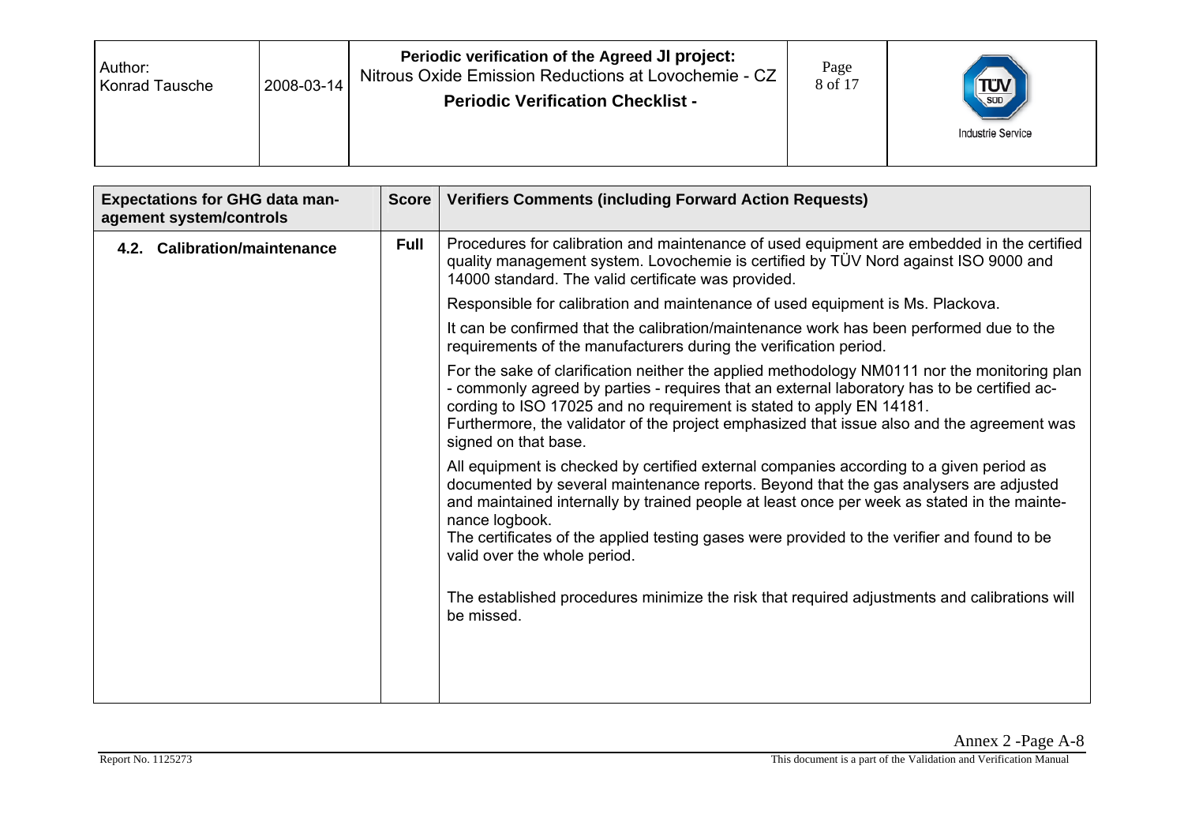| Expectations for GHG data management system/controls | Score | Verifiers Comments (including Forward Action Requests) |
|---|---|---|
| **4.2. Calibration/maintenance** | **Full** | Procedures for calibration and maintenance of used equipment are embedded in the certified quality management system. Lovochemie is certified by TÜV Nord against ISO 9000 and 14000 standard. The valid certificate was provided. |
| | | Responsible for calibration and maintenance of used equipment is Ms. Plackova. |
| | | It can be confirmed that the calibration/maintenance work has been performed due to the requirements of the manufacturers during the verification period. |
| | | For the sake of clarification neither the applied methodology NM0111 nor the monitoring plan - commonly agreed by parties - requires that an external laboratory has to be certified according to ISO 17025 and no requirement is stated to apply EN 14181. Furthermore, the validator of the project emphasized that issue also and the agreement was signed on that base. |
| | | All equipment is checked by certified external companies according to a given period as documented by several maintenance reports. Beyond that the gas analysers are adjusted and maintained internally by trained people at least once per week as stated in the maintenance logbook. The certificates of the applied testing gases were provided to the verifier and found to be valid over the whole period. The established procedures minimize the risk that required adjustments and calibrations will be missed. |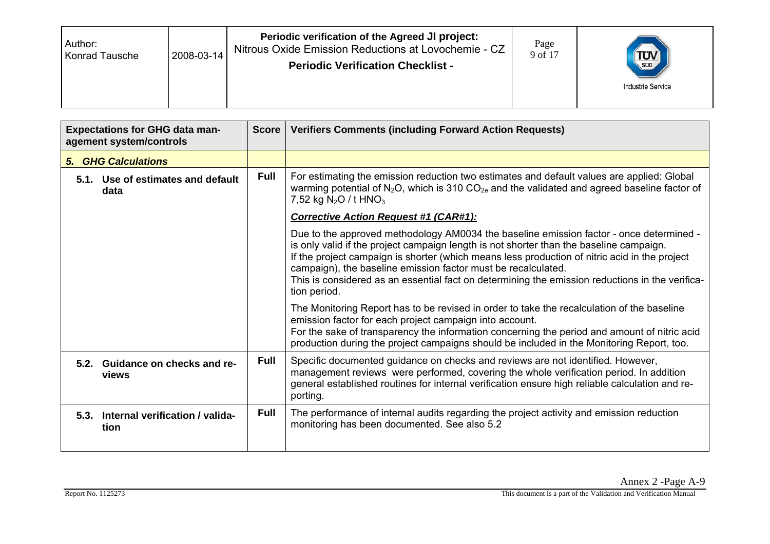| Expectations for GHG data management system/controls | Score | Verifiers Comments (including Forward Action Requests) |
|---|---|---|
| ***5. GHG Calculations*** | | |
| **5.1. Use of estimates and default data** | **Full** | For estimating the emission reduction two estimates and default values are applied: Global warming potential of $N_2O$, which is 310 $CO_{2e}$ and the validated and agreed baseline factor of 7,52 kg $N_2O$ / t $HNO_3$<br><br>***Corrective Action Request #1 (CAR#1):***<br><br>Due to the approved methodology AM0034 the baseline emission factor - once determined - is only valid if the project campaign length is not shorter than the baseline campaign.<br>If the project campaign is shorter (which means less production of nitric acid in the project campaign), the baseline emission factor must be recalculated.<br>This is considered as an essential fact on determining the emission reductions in the verification period.<br><br>The Monitoring Report has to be revised in order to take the recalculation of the baseline emission factor for each project campaign into account.<br>For the sake of transparency the information concerning the period and amount of nitric acid production during the project campaigns should be included in the Monitoring Report, too. |
| **5.2. Guidance on checks and reviews** | **Full** | Specific documented guidance on checks and reviews are not identified. However, management reviews were performed, covering the whole verification period. In addition general established routines for internal verification ensure high reliable calculation and reporting. |
| **5.3. Internal verification / validation** | **Full** | The performance of internal audits regarding the project activity and emission reduction monitoring has been documented. See also 5.2 |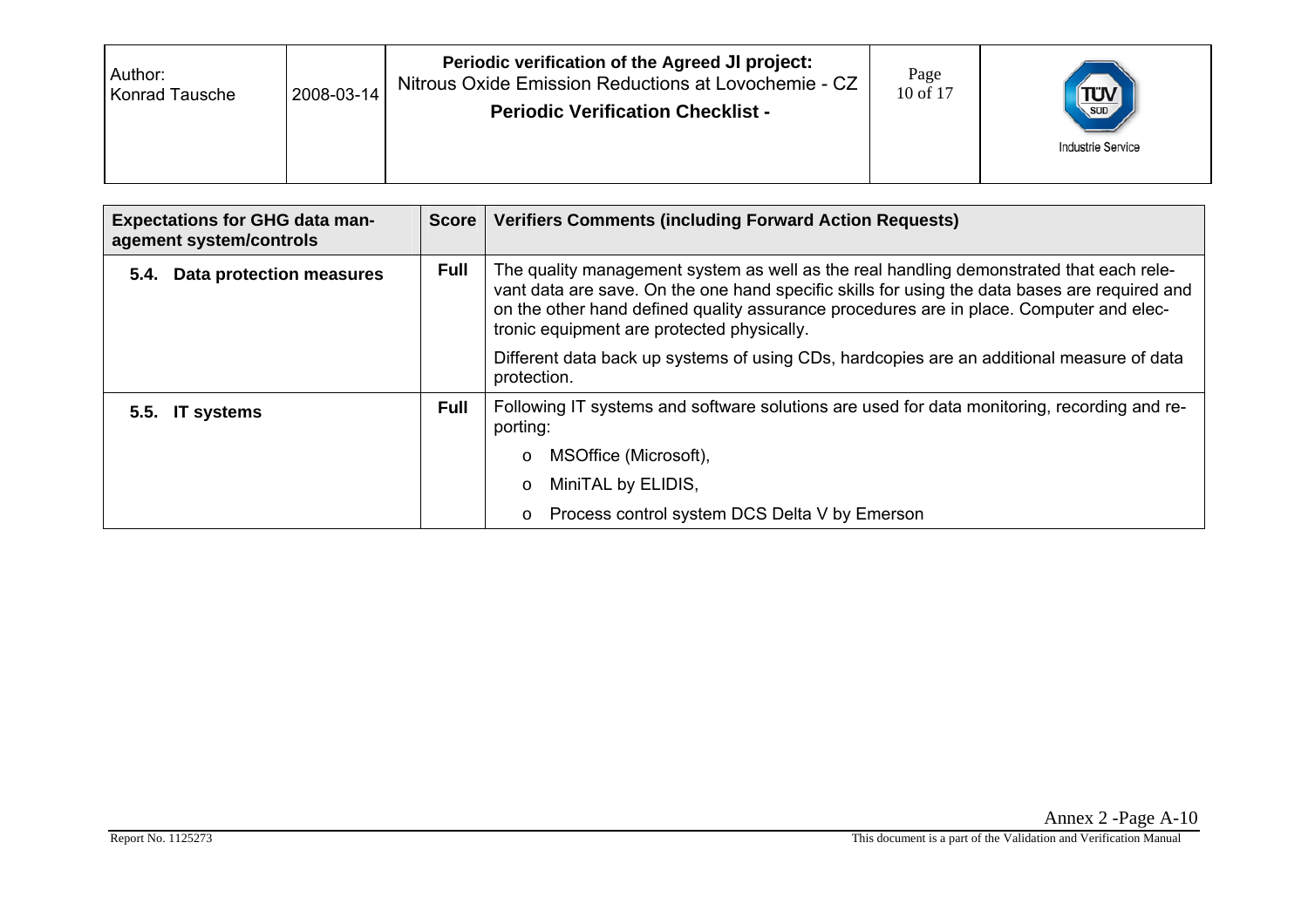| Expectations for GHG data management system/controls | Score | Verifiers Comments (including Forward Action Requests) |
|---|---|---|
| **5.4. Data protection measures** | **Full** | The quality management system as well as the real handling demonstrated that each relevant data are save. On the one hand specific skills for using the data bases are required and on the other hand defined quality assurance procedures are in place. Computer and electronic equipment are protected physically.<br><br>Different data back up systems of using CDs, hardcopies are an additional measure of data protection. |
| **5.5. IT systems** | **Full** | Following IT systems and software solutions are used for data monitoring, recording and reporting:<br>o MSOffice (Microsoft),<br>o MiniTAL by ELIDIS,<br>o Process control system DCS Delta V by Emerson |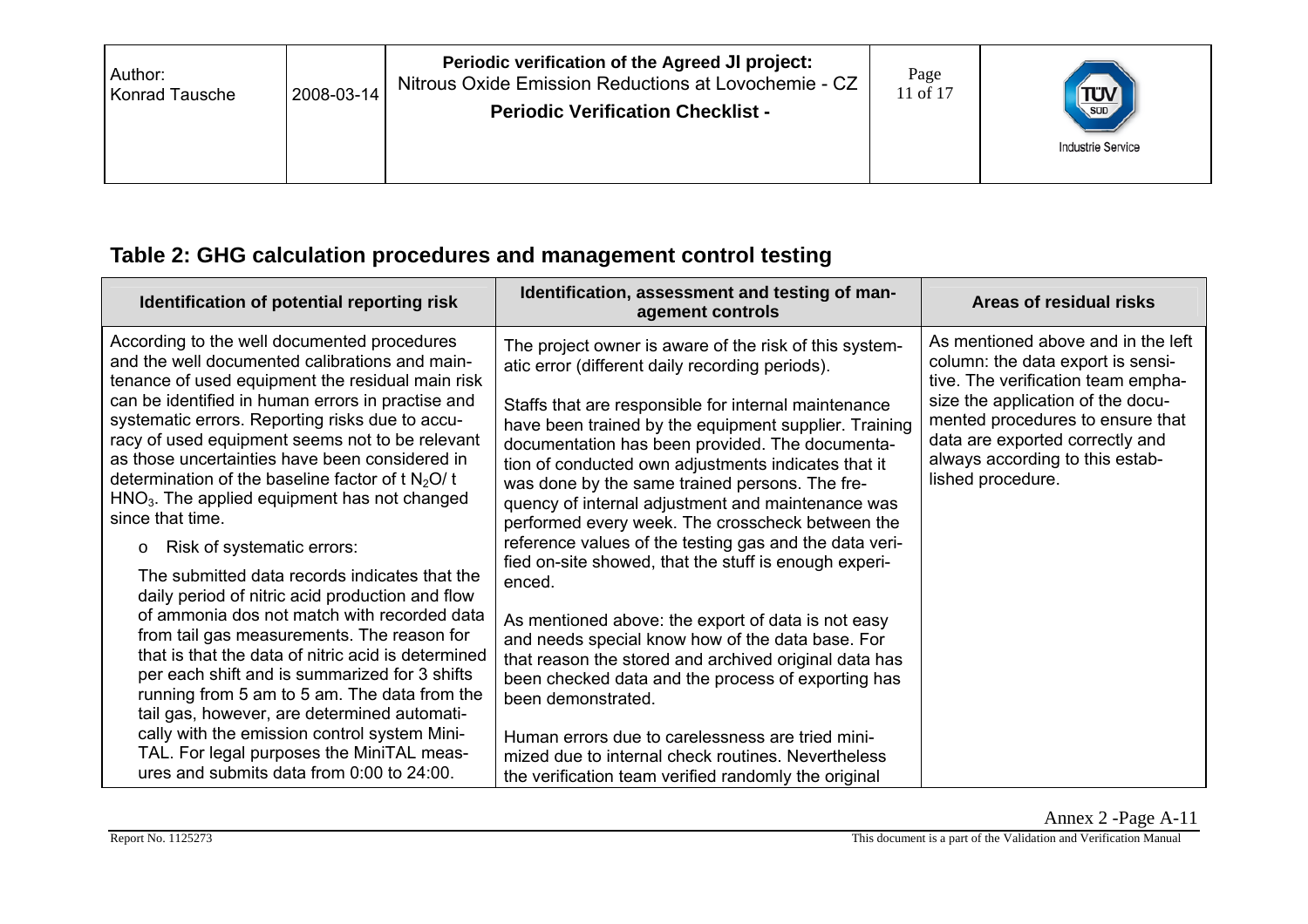## Table 2: GHG calculation procedures and management control testing

| Identification of potential reporting risk | Identification, assessment and testing of management controls | Areas of residual risks |
|---|---|---|
| According to the well documented procedures and the well documented calibrations and maintenance of used equipment the residual main risk can be identified in human errors in practise and systematic errors. Reporting risks due to accuracy of used equipment seems not to be relevant as those uncertainties have been considered in determination of the baseline factor of t $N_2O$/ t $HNO_3$. The applied equipment has not changed since that time.<br><br>o Risk of systematic errors:<br><br>The submitted data records indicates that the daily period of nitric acid production and flow of ammonia dos not match with recorded data from tail gas measurements. The reason for that is that the data of nitric acid is determined per each shift and is summarized for 3 shifts running from 5 am to 5 am. The data from the tail gas, however, are determined automatically with the emission control system MiniTAL. For legal purposes the MiniTAL measures and submits data from 0:00 to 24:00. | The project owner is aware of the risk of this systematic error (different daily recording periods).<br><br>Staffs that are responsible for internal maintenance have been trained by the equipment supplier. Training documentation has been provided. The documentation of conducted own adjustments indicates that it was done by the same trained persons. The frequency of internal adjustment and maintenance was performed every week. The crosscheck between the reference values of the testing gas and the data verified on-site showed, that the stuff is enough experienced.<br><br>As mentioned above: the export of data is not easy and needs special know how of the data base. For that reason the stored and archived original data has been checked data and the process of exporting has been demonstrated.<br><br>Human errors due to carelessness are tried minimized due to internal check routines. Nevertheless the verification team verified randomly the original | As mentioned above and in the left column: the data export is sensitive. The verification team emphasize the application of the documented procedures to ensure that data are exported correctly and always according to this established procedure. |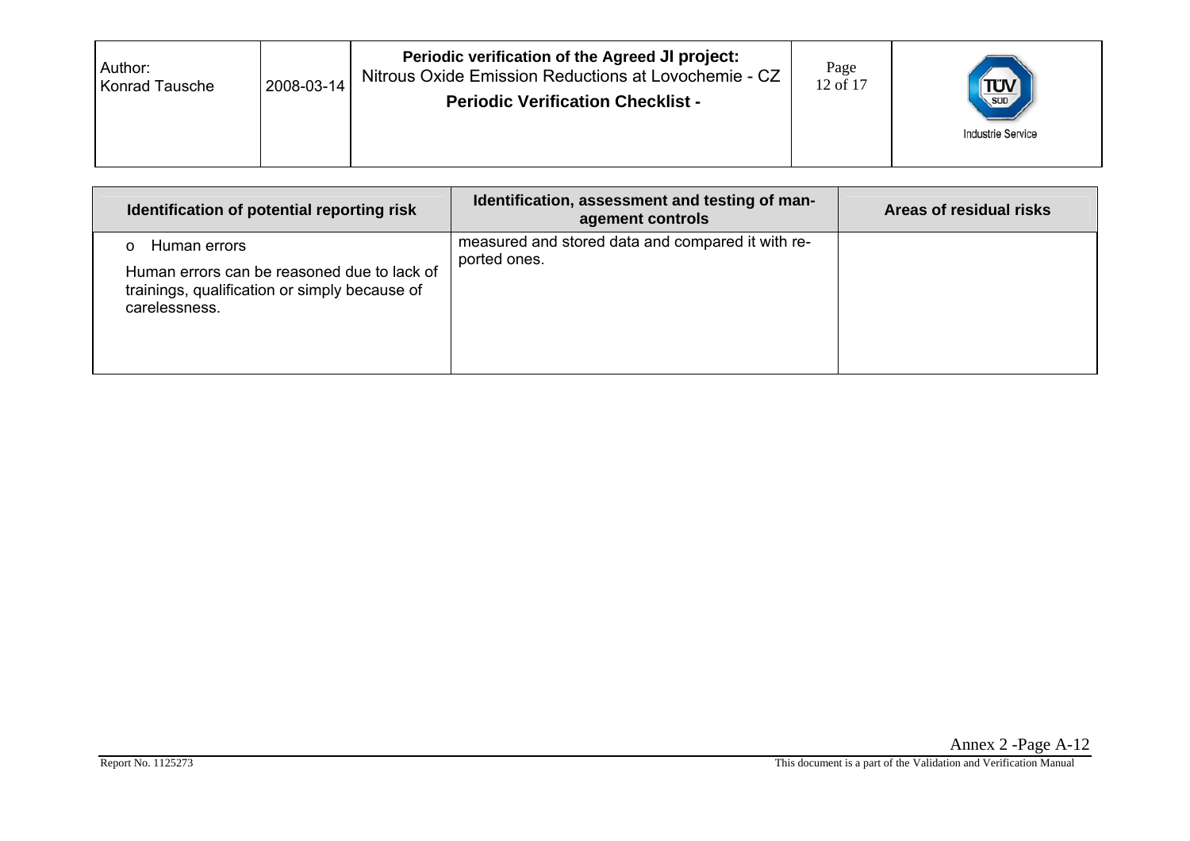| Identification of potential reporting risk | Identification, assessment and testing of management controls | Areas of residual risks |
|---|---|---|
| o Human errors<br><br>Human errors can be reasoned due to lack of trainings, qualification or simply because of carelessness. | measured and stored data and compared it with reported ones. | |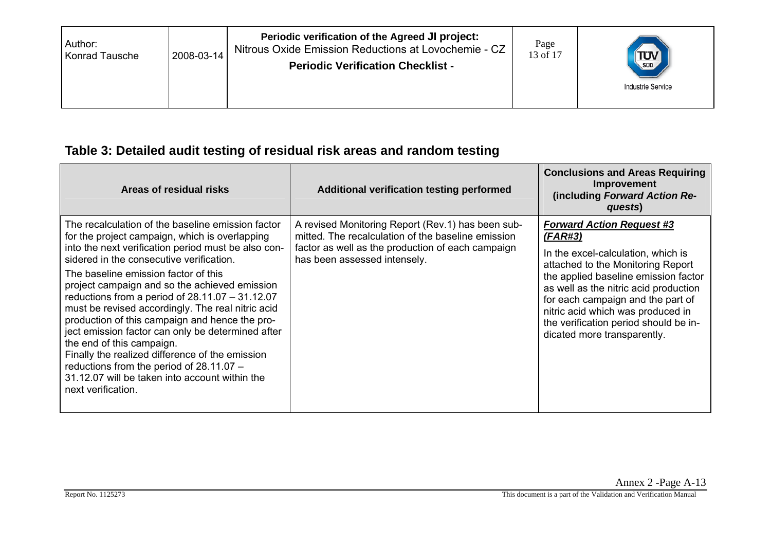## Table 3: Detailed audit testing of residual risk areas and random testing

| Areas of residual risks | Additional verification testing performed | Conclusions and Areas Requiring Improvement (including *Forward Action Requests*) |
|---|---|---|
| The recalculation of the baseline emission factor for the project campaign, which is overlapping into the next verification period must be also considered in the consecutive verification.<br>The baseline emission factor of this project campaign and so the achieved emission reductions from a period of 28.11.07 – 31.12.07 must be revised accordingly. The real nitric acid production of this campaign and hence the project emission factor can only be determined after the end of this campaign.<br>Finally the realized difference of the emission reductions from the period of 28.11.07 – 31.12.07 will be taken into account within the next verification. | A revised Monitoring Report (Rev.1) has been submitted. The recalculation of the baseline emission factor as well as the production of each campaign has been assessed intensely. | ***Forward Action Request #3 (FAR#3)***<br>In the excel-calculation, which is attached to the Monitoring Report the applied baseline emission factor as well as the nitric acid production for each campaign and the part of nitric acid which was produced in the verification period should be indicated more transparently. |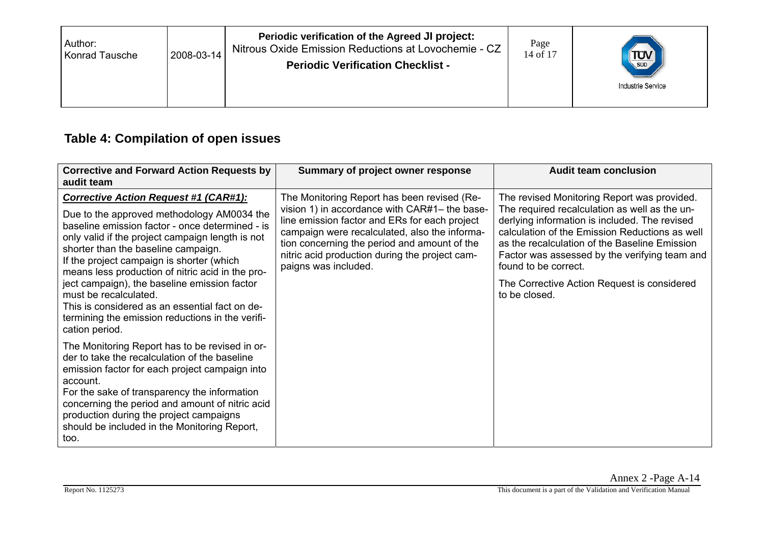## Table 4: Compilation of open issues

| Corrective and Forward Action Requests by audit team | Summary of project owner response | Audit team conclusion |
|---|---|---|
| ***Corrective Action Request #1 (CAR#1):***<br><br>Due to the approved methodology AM0034 the baseline emission factor - once determined - is only valid if the project campaign length is not shorter than the baseline campaign.<br>If the project campaign is shorter (which means less production of nitric acid in the project campaign), the baseline emission factor must be recalculated.<br>This is considered as an essential fact on determining the emission reductions in the verification period.<br><br>The Monitoring Report has to be revised in order to take the recalculation of the baseline emission factor for each project campaign into account.<br>For the sake of transparency the information concerning the period and amount of nitric acid production during the project campaigns should be included in the Monitoring Report, too. | The Monitoring Report has been revised (Revision 1) in accordance with CAR#1– the baseline emission factor and ERs for each project campaign were recalculated, also the information concerning the period and amount of the nitric acid production during the project campaigns was included. | The revised Monitoring Report was provided. The required recalculation as well as the underlying information is included. The revised calculation of the Emission Reductions as well as the recalculation of the Baseline Emission Factor was assessed by the verifying team and found to be correct.<br><br>The Corrective Action Request is considered to be closed. |

Annex 2 -Page A-14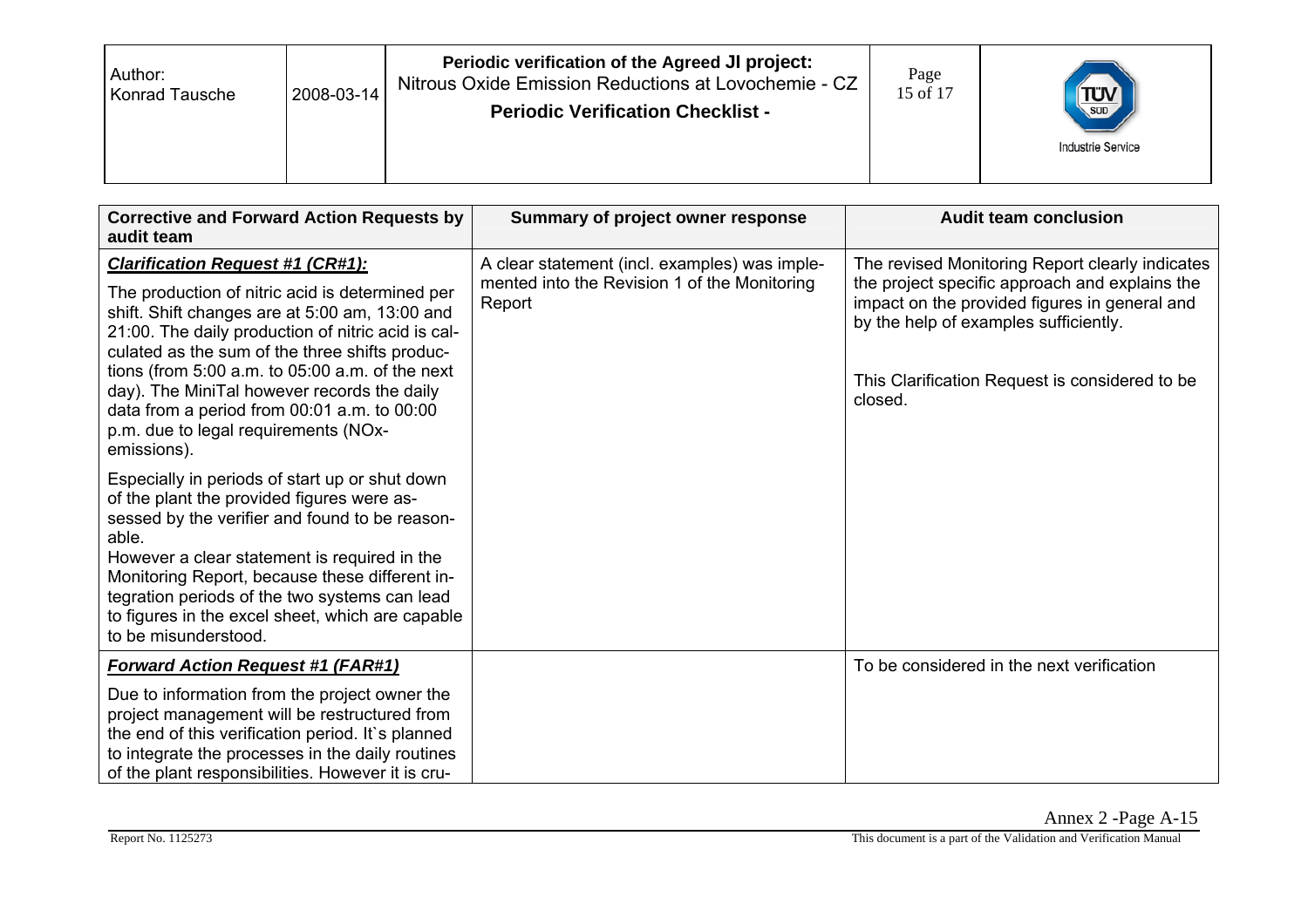| Corrective and Forward Action Requests by audit team | Summary of project owner response | Audit team conclusion |
|---|---|---|
| ***Clarification Request #1 (CR#1):***<br><br>The production of nitric acid is determined per shift. Shift changes are at 5:00 am, 13:00 and 21:00. The daily production of nitric acid is calculated as the sum of the three shifts productions (from 5:00 a.m. to 05:00 a.m. of the next day). The MiniTal however records the daily data from a period from 00:01 a.m. to 00:00 p.m. due to legal requirements (NOx-emissions).<br><br>Especially in periods of start up or shut down of the plant the provided figures were assessed by the verifier and found to be reasonable.<br>However a clear statement is required in the Monitoring Report, because these different integration periods of the two systems can lead to figures in the excel sheet, which are capable to be misunderstood. | A clear statement (incl. examples) was implemented into the Revision 1 of the Monitoring Report | The revised Monitoring Report clearly indicates the project specific approach and explains the impact on the provided figures in general and by the help of examples sufficiently.<br><br>This Clarification Request is considered to be closed. |
| ***Forward Action Request #1 (FAR#1)***<br><br>Due to information from the project owner the project management will be restructured from the end of this verification period. It`s planned to integrate the processes in the daily routines of the plant responsibilities. However it is cru- | | To be considered in the next verification |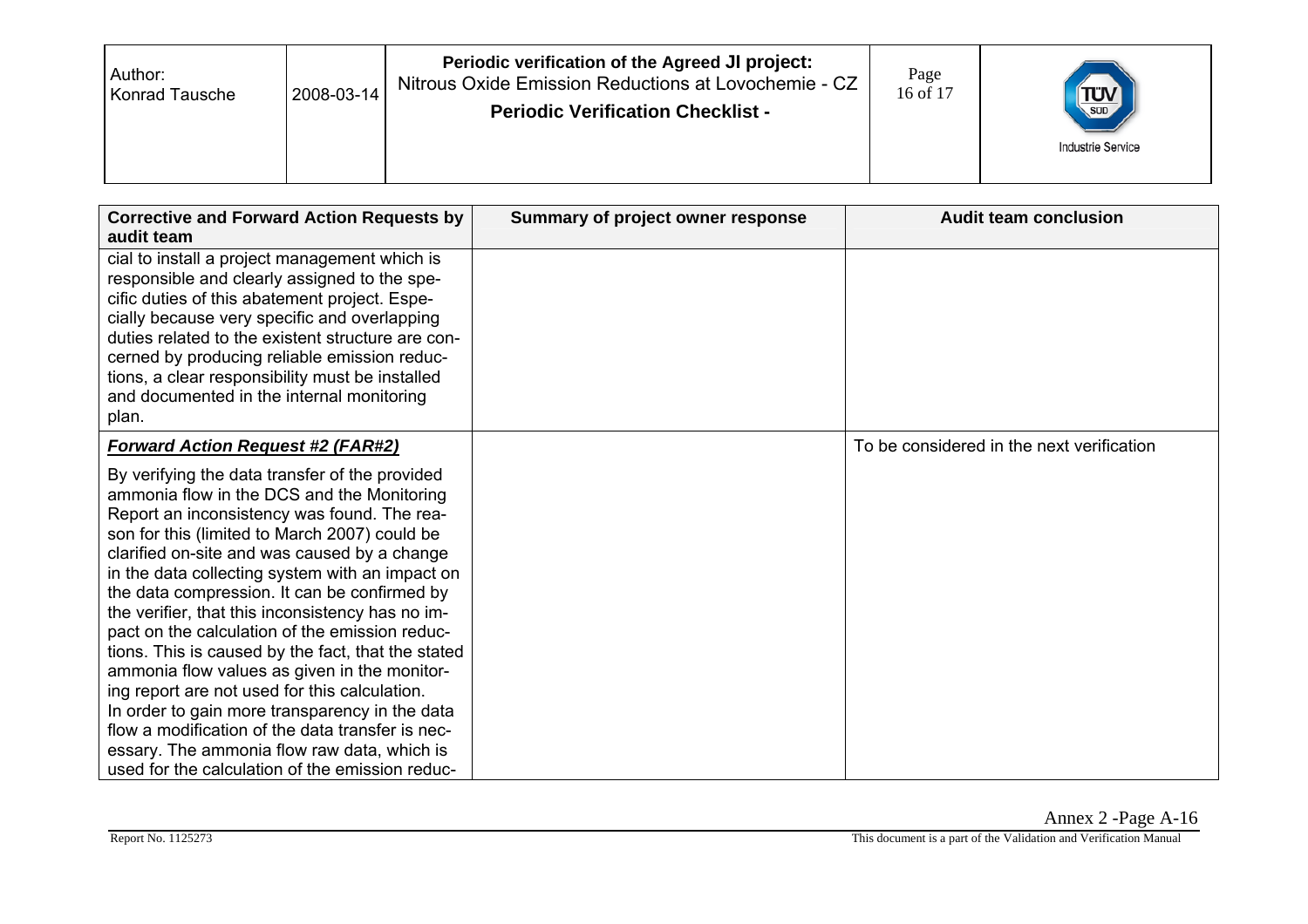| Corrective and Forward Action Requests by audit team | Summary of project owner response | Audit team conclusion |
|---|---|---|
| cial to install a project management which is responsible and clearly assigned to the specific duties of this abatement project. Especially because very specific and overlapping duties related to the existent structure are concerned by producing reliable emission reductions, a clear responsibility must be installed and documented in the internal monitoring plan. | | |
| ***Forward Action Request #2 (FAR#2)*** <br><br> By verifying the data transfer of the provided ammonia flow in the DCS and the Monitoring Report an inconsistency was found. The reason for this (limited to March 2007) could be clarified on-site and was caused by a change in the data collecting system with an impact on the data compression. It can be confirmed by the verifier, that this inconsistency has no impact on the calculation of the emission reductions. This is caused by the fact, that the stated ammonia flow values as given in the monitoring report are not used for this calculation. In order to gain more transparency in the data flow a modification of the data transfer is necessary. The ammonia flow raw data, which is used for the calculation of the emission reduc- | | To be considered in the next verification |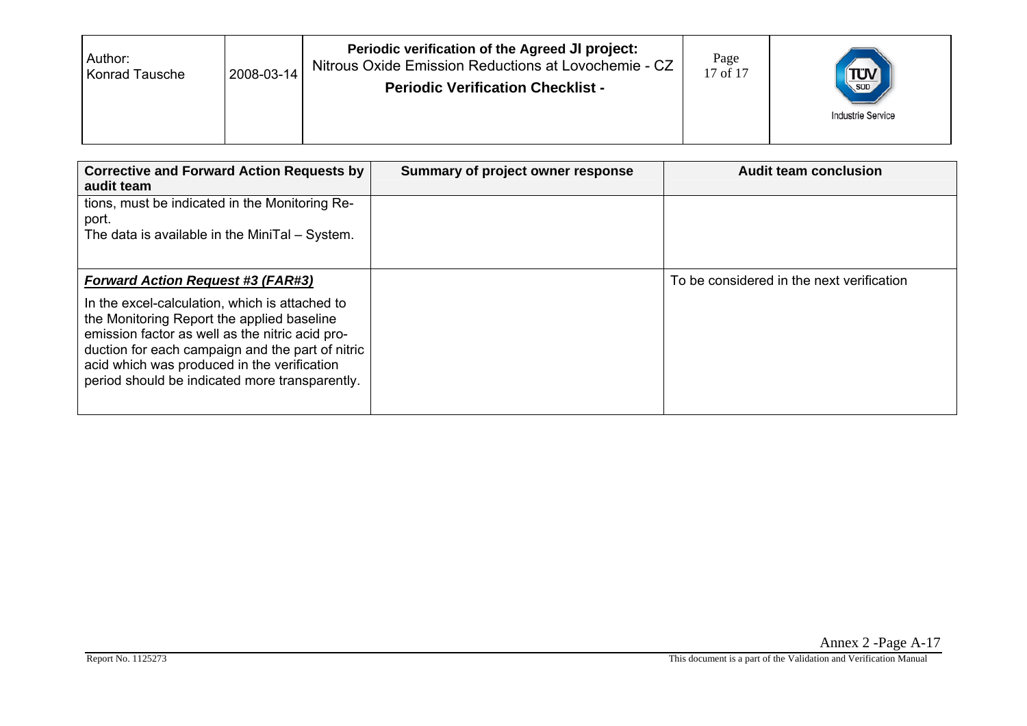| Corrective and Forward Action Requests by audit team | Summary of project owner response | Audit team conclusion |
|---|---|---|
| tions, must be indicated in the Monitoring Report.<br>The data is available in the MiniTal – System. | | |
| ***Forward Action Request #3 (FAR#3)***<br>In the excel-calculation, which is attached to the Monitoring Report the applied baseline emission factor as well as the nitric acid production for each campaign and the part of nitric acid which was produced in the verification period should be indicated more transparently. | | To be considered in the next verification |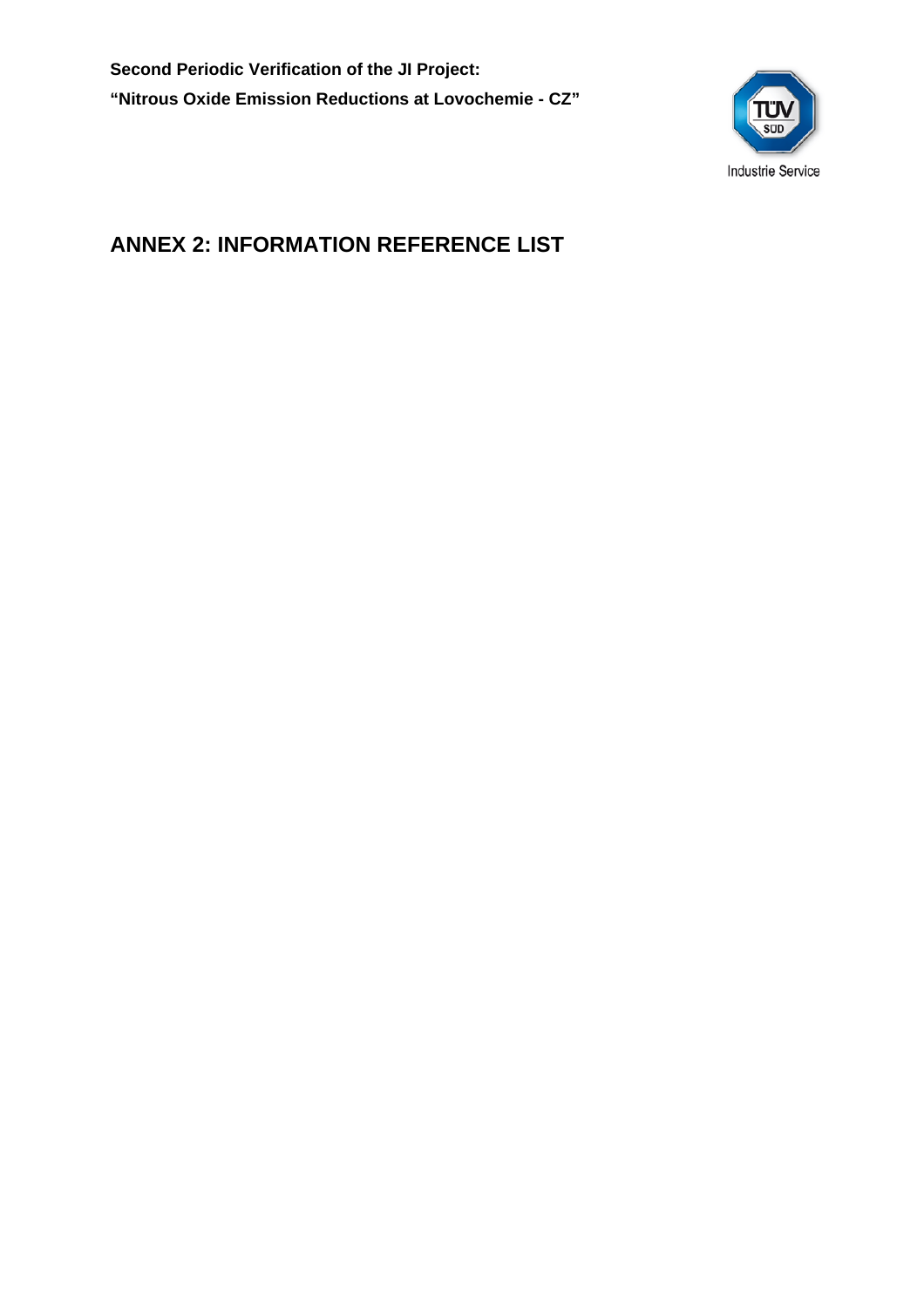## ANNEX 2: INFORMATION REFERENCE LIST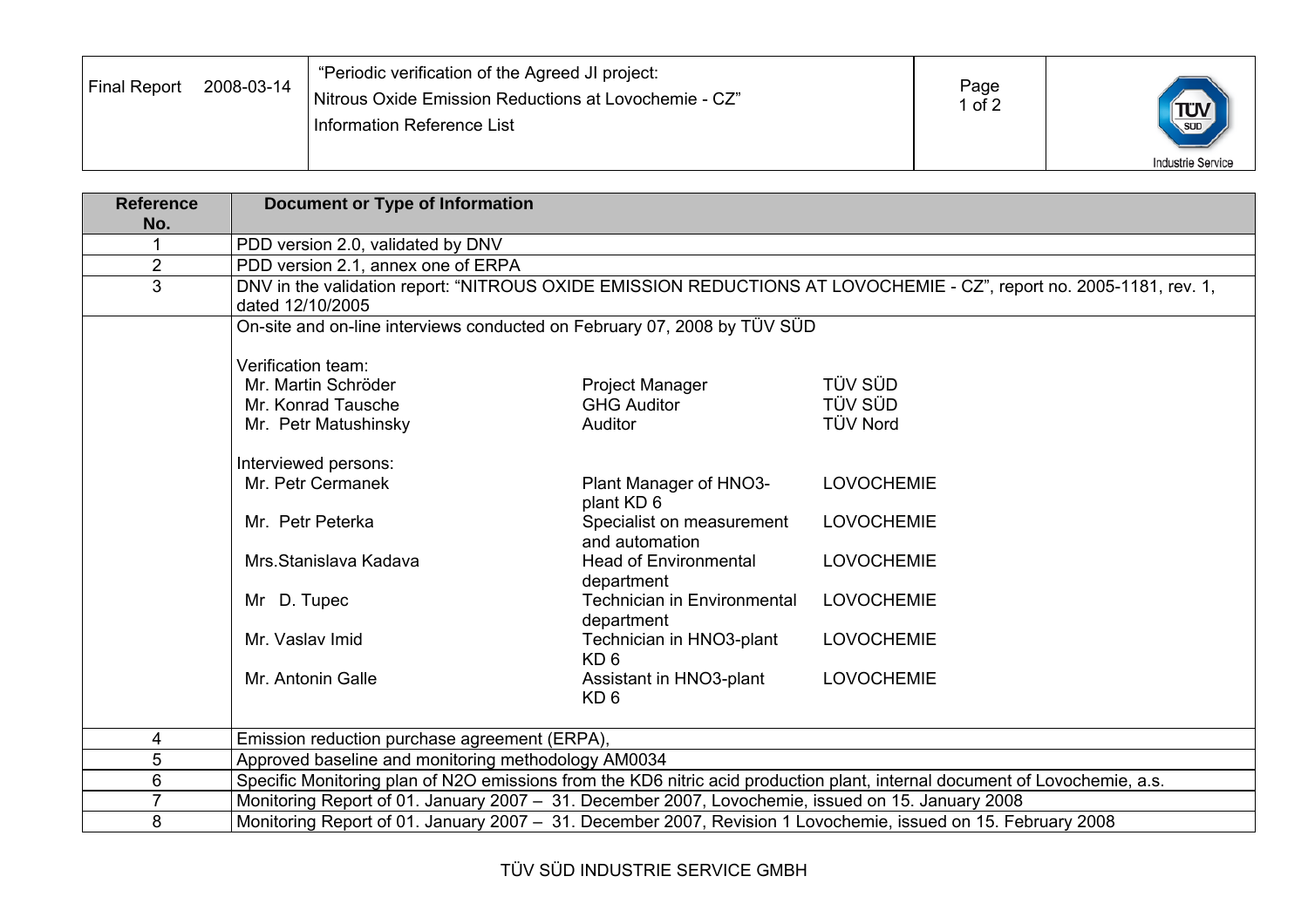| Reference No. | Document or Type of Information |
|---|---|
| 1 | PDD version 2.0, validated by DNV |
| 2 | PDD version 2.1, annex one of ERPA |
| 3 | DNV in the validation report: “NITROUS OXIDE EMISSION REDUCTIONS AT LOVOCHEMIE - CZ”, report no. 2005-1181, rev. 1, dated 12/10/2005 |
| | On-site and on-line interviews conducted on February 07, 2008 by TÜV SÜD<br><br>Verification team:<br>Mr. Martin Schröder — Project Manager — TÜV SÜD<br>Mr. Konrad Tausche — GHG Auditor — TÜV SÜD<br>Mr. Petr Matushinsky — Auditor — TÜV Nord<br><br>Interviewed persons:<br>Mr. Petr Cermanek — Plant Manager of HNO3-plant KD 6 — LOVOCHEMIE<br>Mr. Petr Peterka — Specialist on measurement and automation — LOVOCHEMIE<br>Mrs.Stanislava Kadava — Head of Environmental department — LOVOCHEMIE<br>Mr D. Tupec — Technician in Environmental department — LOVOCHEMIE<br>Mr. Vaslav Imid — Technician in HNO3-plant KD 6 — LOVOCHEMIE<br>Mr. Antonin Galle — Assistant in HNO3-plant KD 6 — LOVOCHEMIE |
| 4 | Emission reduction purchase agreement (ERPA), |
| 5 | Approved baseline and monitoring methodology AM0034 |
| 6 | Specific Monitoring plan of N2O emissions from the KD6 nitric acid production plant, internal document of Lovochemie, a.s. |
| 7 | Monitoring Report of 01. January 2007 – 31. December 2007, Lovochemie, issued on 15. January 2008 |
| 8 | Monitoring Report of 01. January 2007 – 31. December 2007, Revision 1 Lovochemie, issued on 15. February 2008 |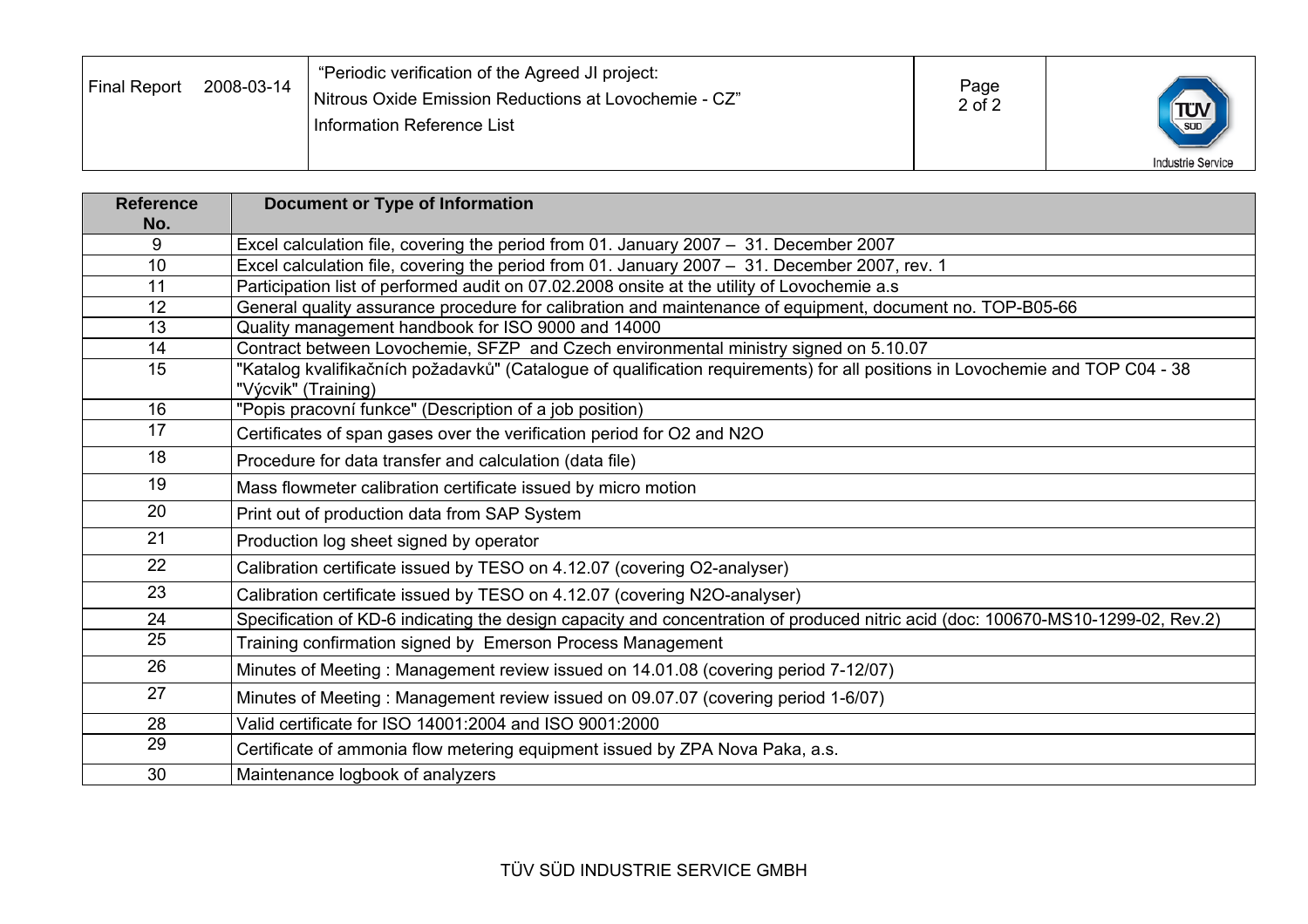| Reference No. | Document or Type of Information |
|---|---|
| 9 | Excel calculation file, covering the period from 01. January 2007 – 31. December 2007 |
| 10 | Excel calculation file, covering the period from 01. January 2007 – 31. December 2007, rev. 1 |
| 11 | Participation list of performed audit on 07.02.2008 onsite at the utility of Lovochemie a.s |
| 12 | General quality assurance procedure for calibration and maintenance of equipment, document no. TOP-B05-66 |
| 13 | Quality management handbook for ISO 9000 and 14000 |
| 14 | Contract between Lovochemie, SFZP and Czech environmental ministry signed on 5.10.07 |
| 15 | "Katalog kvalifikačních požadavků" (Catalogue of qualification requirements) for all positions in Lovochemie and TOP C04 - 38 "Výcvik" (Training) |
| 16 | "Popis pracovní funkce" (Description of a job position) |
| 17 | Certificates of span gases over the verification period for O2 and N2O |
| 18 | Procedure for data transfer and calculation (data file) |
| 19 | Mass flowmeter calibration certificate issued by micro motion |
| 20 | Print out of production data from SAP System |
| 21 | Production log sheet signed by operator |
| 22 | Calibration certificate issued by TESO on 4.12.07 (covering O2-analyser) |
| 23 | Calibration certificate issued by TESO on 4.12.07 (covering N2O-analyser) |
| 24 | Specification of KD-6 indicating the design capacity and concentration of produced nitric acid (doc: 100670-MS10-1299-02, Rev.2) |
| 25 | Training confirmation signed by Emerson Process Management |
| 26 | Minutes of Meeting : Management review issued on 14.01.08 (covering period 7-12/07) |
| 27 | Minutes of Meeting : Management review issued on 09.07.07 (covering period 1-6/07) |
| 28 | Valid certificate for ISO 14001:2004 and ISO 9001:2000 |
| 29 | Certificate of ammonia flow metering equipment issued by ZPA Nova Paka, a.s. |
| 30 | Maintenance logbook of analyzers |